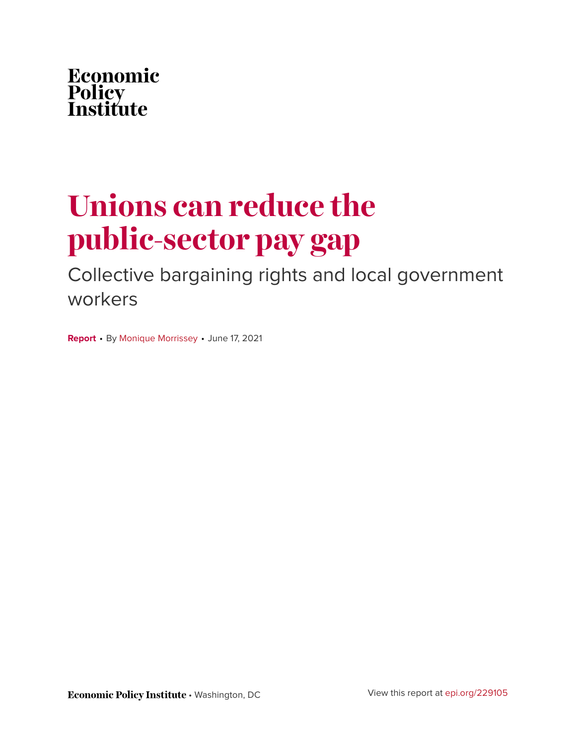Economic Policy Institute

# Unions can reduce the public-sector pay gap

## Collective bargaining rights and local government workers

**Report** • By Monique Morrissey • June 17, 2021

**Economic Policy Institute** • Washington, DC

View this report at epi.org/229105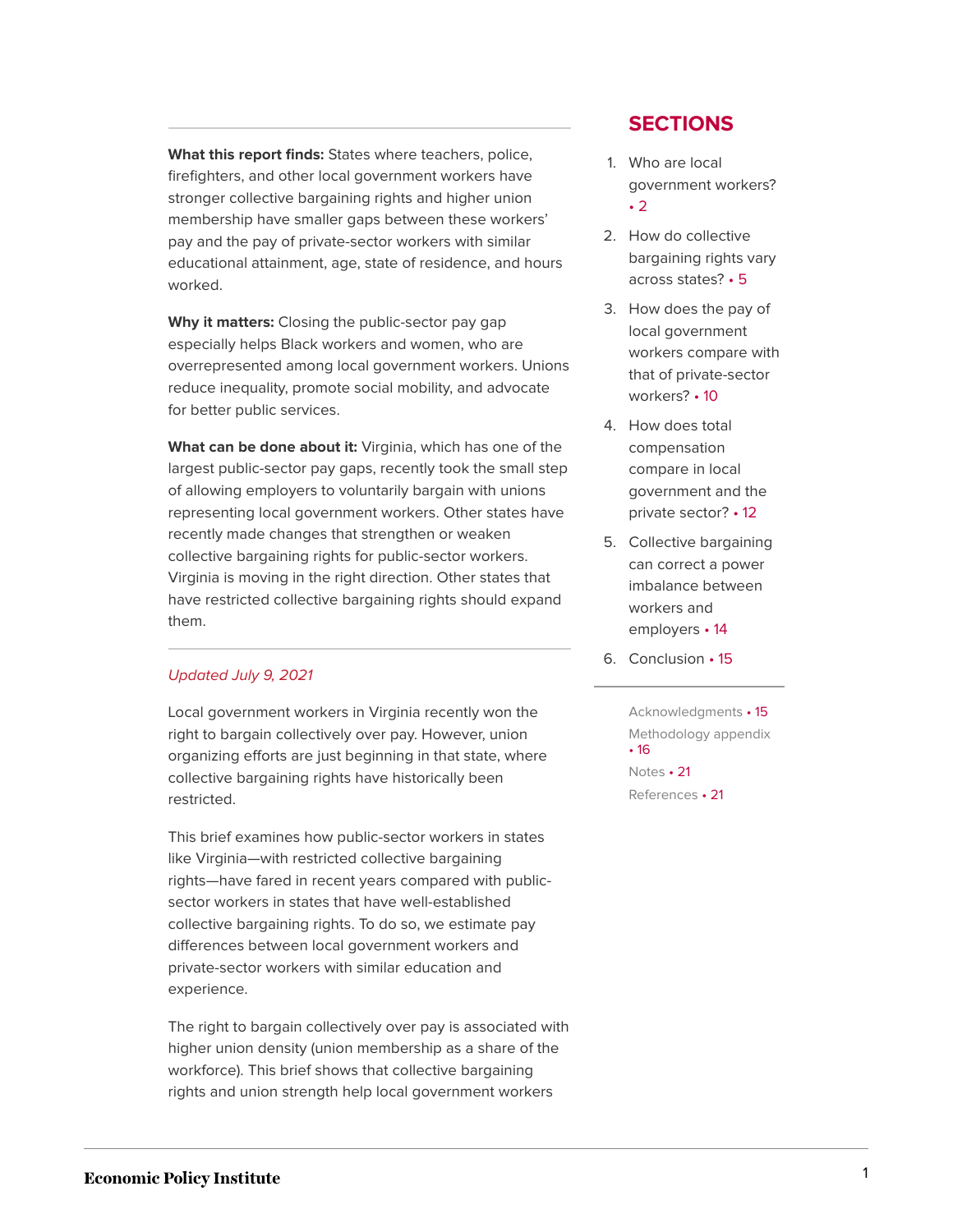**What this report finds:** States where teachers, police, firefighters, and other local government workers have stronger collective bargaining rights and higher union membership have smaller gaps between these workers' pay and the pay of private-sector workers with similar educational attainment, age, state of residence, and hours worked.

**Why it matters:** Closing the public-sector pay gap especially helps Black workers and women, who are overrepresented among local government workers. Unions reduce inequality, promote social mobility, and advocate for better public services.

**What can be done about it:** Virginia, which has one of the largest public-sector pay gaps, recently took the small step of allowing employers to voluntarily bargain with unions representing local government workers. Other states have recently made changes that strengthen or weaken collective bargaining rights for public-sector workers. Virginia is moving in the right direction. Other states that have restricted collective bargaining rights should expand them.

## SECTIONS

1. Who are local government workers? • 2
2. How do collective bargaining rights vary across states? • 5
3. How does the pay of local government workers compare with that of private-sector workers? • 10
4. How does total compensation compare in local government and the private sector? • 12
5. Collective bargaining can correct a power imbalance between workers and employers • 14
6. Conclusion • 15

Acknowledgments • 15
Methodology appendix • 16
Notes • 21
References • 21

*Updated July 9, 2021*

Local government workers in Virginia recently won the right to bargain collectively over pay. However, union organizing efforts are just beginning in that state, where collective bargaining rights have historically been restricted.

This brief examines how public-sector workers in states like Virginia—with restricted collective bargaining rights—have fared in recent years compared with public-sector workers in states that have well-established collective bargaining rights. To do so, we estimate pay differences between local government workers and private-sector workers with similar education and experience.

The right to bargain collectively over pay is associated with higher union density (union membership as a share of the workforce). This brief shows that collective bargaining rights and union strength help local government workers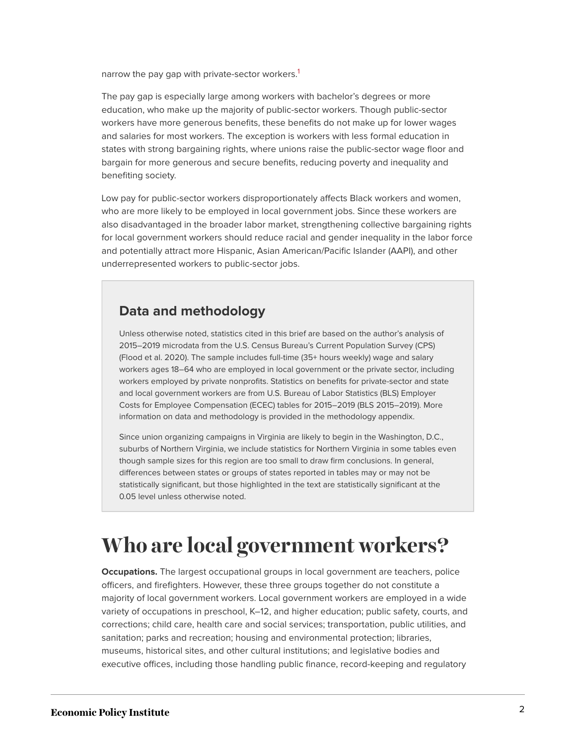narrow the pay gap with private-sector workers.[1]

The pay gap is especially large among workers with bachelor's degrees or more education, who make up the majority of public-sector workers. Though public-sector workers have more generous benefits, these benefits do not make up for lower wages and salaries for most workers. The exception is workers with less formal education in states with strong bargaining rights, where unions raise the public-sector wage floor and bargain for more generous and secure benefits, reducing poverty and inequality and benefiting society.

Low pay for public-sector workers disproportionately affects Black workers and women, who are more likely to be employed in local government jobs. Since these workers are also disadvantaged in the broader labor market, strengthening collective bargaining rights for local government workers should reduce racial and gender inequality in the labor force and potentially attract more Hispanic, Asian American/Pacific Islander (AAPI), and other underrepresented workers to public-sector jobs.

### Data and methodology

Unless otherwise noted, statistics cited in this brief are based on the author's analysis of 2015–2019 microdata from the U.S. Census Bureau's Current Population Survey (CPS) (Flood et al. 2020). The sample includes full-time (35+ hours weekly) wage and salary workers ages 18–64 who are employed in local government or the private sector, including workers employed by private nonprofits. Statistics on benefits for private-sector and state and local government workers are from U.S. Bureau of Labor Statistics (BLS) Employer Costs for Employee Compensation (ECEC) tables for 2015–2019 (BLS 2015–2019). More information on data and methodology is provided in the methodology appendix.

Since union organizing campaigns in Virginia are likely to begin in the Washington, D.C., suburbs of Northern Virginia, we include statistics for Northern Virginia in some tables even though sample sizes for this region are too small to draw firm conclusions. In general, differences between states or groups of states reported in tables may or may not be statistically significant, but those highlighted in the text are statistically significant at the 0.05 level unless otherwise noted.

# Who are local government workers?

**Occupations.** The largest occupational groups in local government are teachers, police officers, and firefighters. However, these three groups together do not constitute a majority of local government workers. Local government workers are employed in a wide variety of occupations in preschool, K–12, and higher education; public safety, courts, and corrections; child care, health care and social services; transportation, public utilities, and sanitation; parks and recreation; housing and environmental protection; libraries, museums, historical sites, and other cultural institutions; and legislative bodies and executive offices, including those handling public finance, record-keeping and regulatory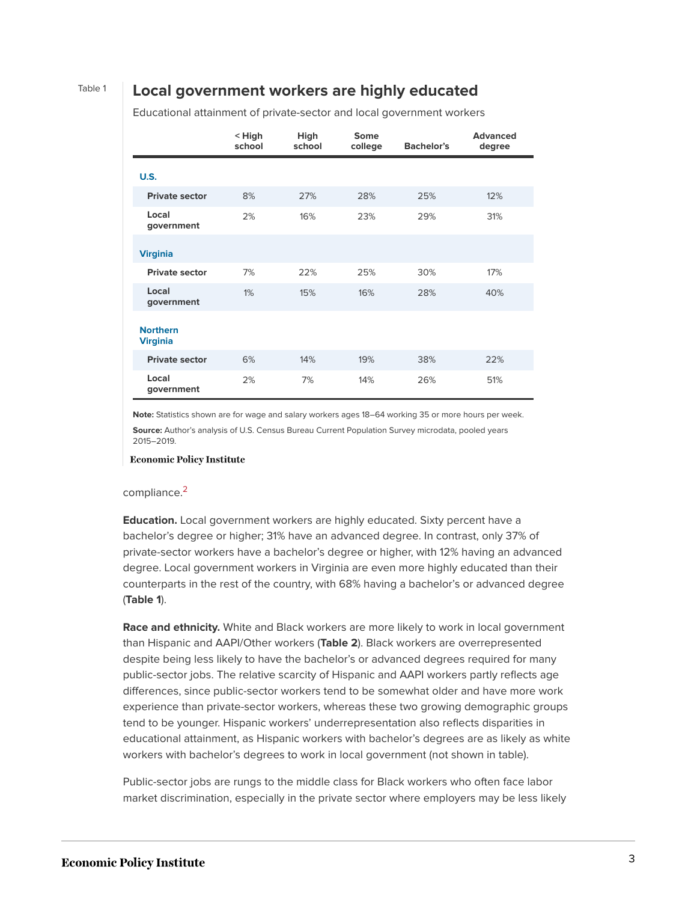Table 1

## Local government workers are highly educated

Educational attainment of private-sector and local government workers

| | < High school | High school | Some college | Bachelor's | Advanced degree |
|---|---|---|---|---|---|
| **U.S.** | | | | | |
| **Private sector** | 8% | 27% | 28% | 25% | 12% |
| **Local government** | 2% | 16% | 23% | 29% | 31% |
| **Virginia** | | | | | |
| **Private sector** | 7% | 22% | 25% | 30% | 17% |
| **Local government** | 1% | 15% | 16% | 28% | 40% |
| **Northern Virginia** | | | | | |
| **Private sector** | 6% | 14% | 19% | 38% | 22% |
| **Local government** | 2% | 7% | 14% | 26% | 51% |

**Note:** Statistics shown are for wage and salary workers ages 18–64 working 35 or more hours per week.

**Source:** Author's analysis of U.S. Census Bureau Current Population Survey microdata, pooled years 2015–2019.

Economic Policy Institute

compliance.[2]

**Education.** Local government workers are highly educated. Sixty percent have a bachelor's degree or higher; 31% have an advanced degree. In contrast, only 37% of private-sector workers have a bachelor's degree or higher, with 12% having an advanced degree. Local government workers in Virginia are even more highly educated than their counterparts in the rest of the country, with 68% having a bachelor's or advanced degree (**Table 1**).

**Race and ethnicity.** White and Black workers are more likely to work in local government than Hispanic and AAPI/Other workers (**Table 2**). Black workers are overrepresented despite being less likely to have the bachelor's or advanced degrees required for many public-sector jobs. The relative scarcity of Hispanic and AAPI workers partly reflects age differences, since public-sector workers tend to be somewhat older and have more work experience than private-sector workers, whereas these two growing demographic groups tend to be younger. Hispanic workers' underrepresentation also reflects disparities in educational attainment, as Hispanic workers with bachelor's degrees are as likely as white workers with bachelor's degrees to work in local government (not shown in table).

Public-sector jobs are rungs to the middle class for Black workers who often face labor market discrimination, especially in the private sector where employers may be less likely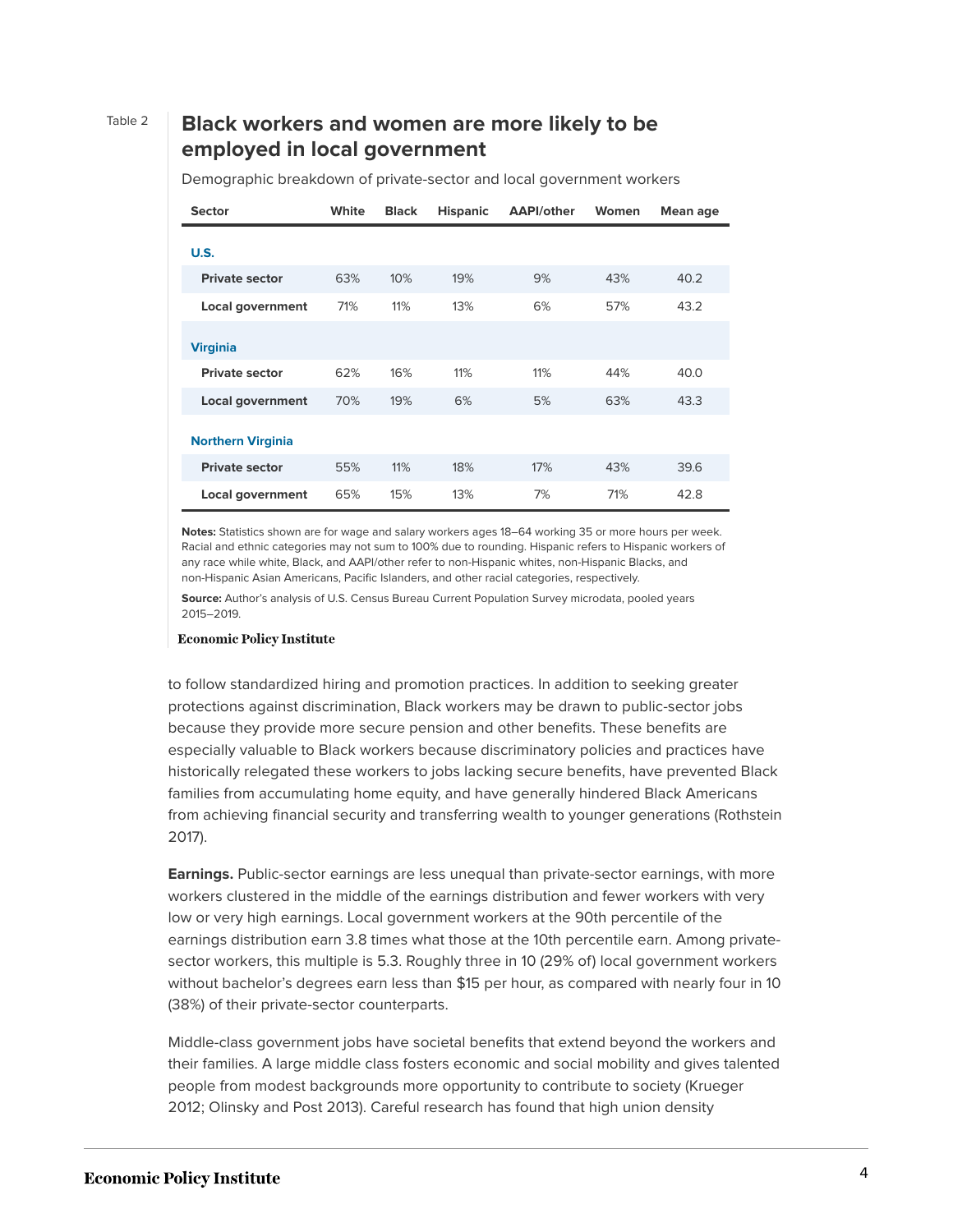Table 2

## Black workers and women are more likely to be employed in local government

Demographic breakdown of private-sector and local government workers

| Sector | White | Black | Hispanic | AAPI/other | Women | Mean age |
|---|---|---|---|---|---|---|
| **U.S.** | | | | | | |
| Private sector | 63% | 10% | 19% | 9% | 43% | 40.2 |
| Local government | 71% | 11% | 13% | 6% | 57% | 43.2 |
| **Virginia** | | | | | | |
| Private sector | 62% | 16% | 11% | 11% | 44% | 40.0 |
| Local government | 70% | 19% | 6% | 5% | 63% | 43.3 |
| **Northern Virginia** | | | | | | |
| Private sector | 55% | 11% | 18% | 17% | 43% | 39.6 |
| Local government | 65% | 15% | 13% | 7% | 71% | 42.8 |

**Notes:** Statistics shown are for wage and salary workers ages 18–64 working 35 or more hours per week. Racial and ethnic categories may not sum to 100% due to rounding. Hispanic refers to Hispanic workers of any race while white, Black, and AAPI/other refer to non-Hispanic whites, non-Hispanic Blacks, and non-Hispanic Asian Americans, Pacific Islanders, and other racial categories, respectively.

**Source:** Author's analysis of U.S. Census Bureau Current Population Survey microdata, pooled years 2015–2019.

Economic Policy Institute

to follow standardized hiring and promotion practices. In addition to seeking greater protections against discrimination, Black workers may be drawn to public-sector jobs because they provide more secure pension and other benefits. These benefits are especially valuable to Black workers because discriminatory policies and practices have historically relegated these workers to jobs lacking secure benefits, have prevented Black families from accumulating home equity, and have generally hindered Black Americans from achieving financial security and transferring wealth to younger generations (Rothstein 2017).

**Earnings.** Public-sector earnings are less unequal than private-sector earnings, with more workers clustered in the middle of the earnings distribution and fewer workers with very low or very high earnings. Local government workers at the 90th percentile of the earnings distribution earn 3.8 times what those at the 10th percentile earn. Among private-sector workers, this multiple is 5.3. Roughly three in 10 (29% of) local government workers without bachelor's degrees earn less than $15 per hour, as compared with nearly four in 10 (38%) of their private-sector counterparts.

Middle-class government jobs have societal benefits that extend beyond the workers and their families. A large middle class fosters economic and social mobility and gives talented people from modest backgrounds more opportunity to contribute to society (Krueger 2012; Olinsky and Post 2013). Careful research has found that high union density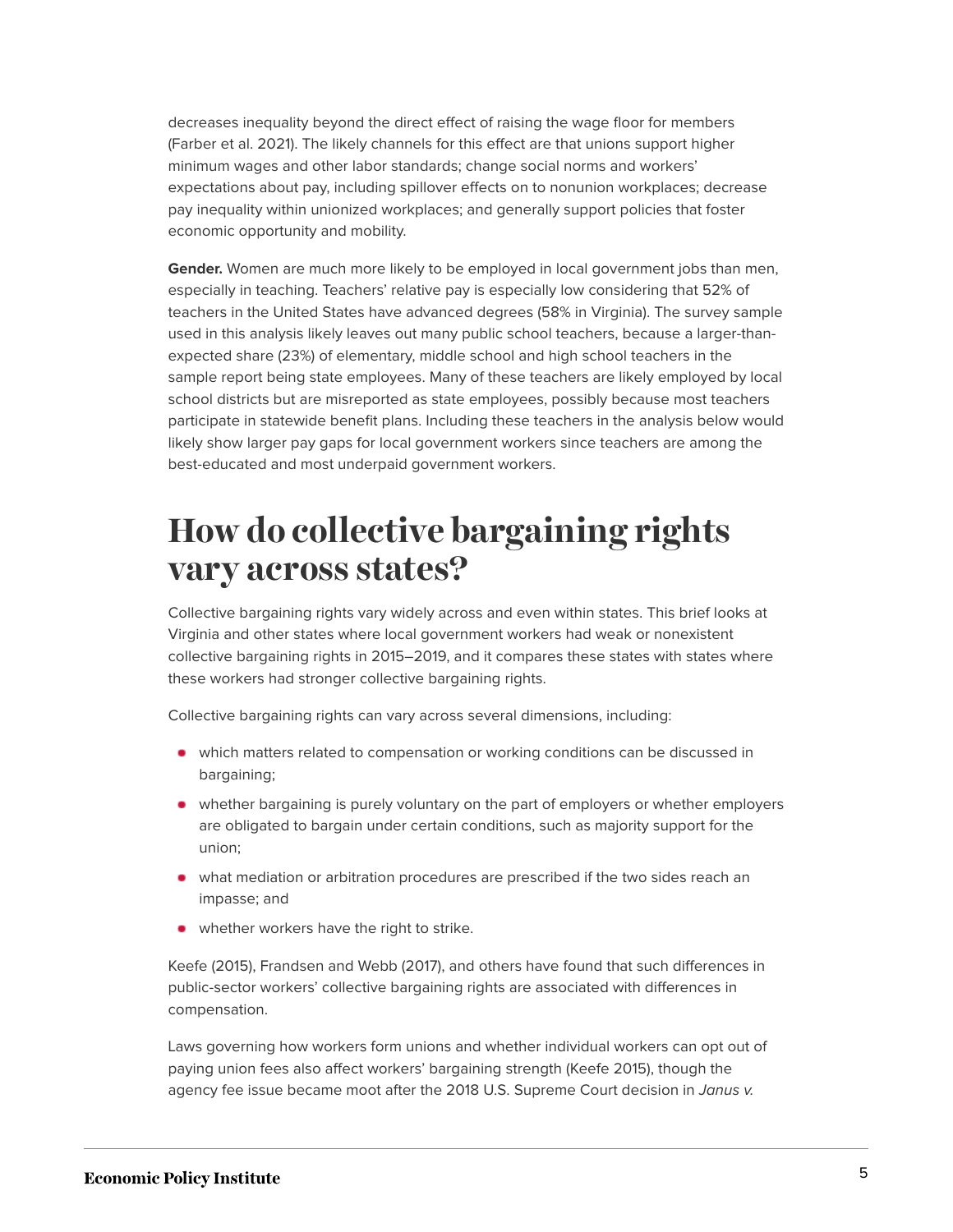decreases inequality beyond the direct effect of raising the wage floor for members (Farber et al. 2021). The likely channels for this effect are that unions support higher minimum wages and other labor standards; change social norms and workers' expectations about pay, including spillover effects on to nonunion workplaces; decrease pay inequality within unionized workplaces; and generally support policies that foster economic opportunity and mobility.

**Gender.** Women are much more likely to be employed in local government jobs than men, especially in teaching. Teachers' relative pay is especially low considering that 52% of teachers in the United States have advanced degrees (58% in Virginia). The survey sample used in this analysis likely leaves out many public school teachers, because a larger-than-expected share (23%) of elementary, middle school and high school teachers in the sample report being state employees. Many of these teachers are likely employed by local school districts but are misreported as state employees, possibly because most teachers participate in statewide benefit plans. Including these teachers in the analysis below would likely show larger pay gaps for local government workers since teachers are among the best-educated and most underpaid government workers.

# How do collective bargaining rights vary across states?

Collective bargaining rights vary widely across and even within states. This brief looks at Virginia and other states where local government workers had weak or nonexistent collective bargaining rights in 2015–2019, and it compares these states with states where these workers had stronger collective bargaining rights.

Collective bargaining rights can vary across several dimensions, including:

- which matters related to compensation or working conditions can be discussed in bargaining;
- whether bargaining is purely voluntary on the part of employers or whether employers are obligated to bargain under certain conditions, such as majority support for the union;
- what mediation or arbitration procedures are prescribed if the two sides reach an impasse; and
- whether workers have the right to strike.

Keefe (2015), Frandsen and Webb (2017), and others have found that such differences in public-sector workers' collective bargaining rights are associated with differences in compensation.

Laws governing how workers form unions and whether individual workers can opt out of paying union fees also affect workers' bargaining strength (Keefe 2015), though the agency fee issue became moot after the 2018 U.S. Supreme Court decision in *Janus v.*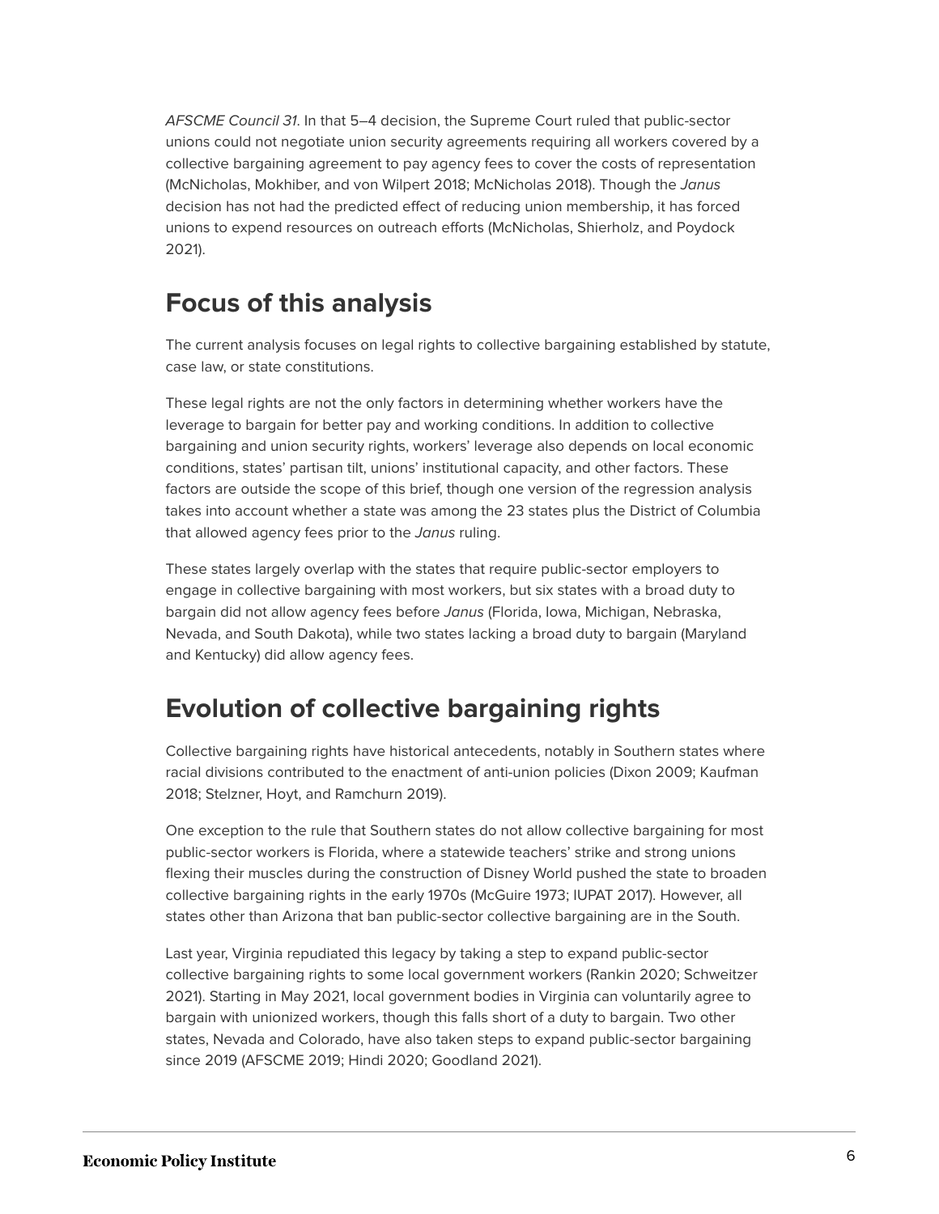*AFSCME Council 31*. In that 5–4 decision, the Supreme Court ruled that public-sector unions could not negotiate union security agreements requiring all workers covered by a collective bargaining agreement to pay agency fees to cover the costs of representation (McNicholas, Mokhiber, and von Wilpert 2018; McNicholas 2018). Though the *Janus* decision has not had the predicted effect of reducing union membership, it has forced unions to expend resources on outreach efforts (McNicholas, Shierholz, and Poydock 2021).

## Focus of this analysis

The current analysis focuses on legal rights to collective bargaining established by statute, case law, or state constitutions.

These legal rights are not the only factors in determining whether workers have the leverage to bargain for better pay and working conditions. In addition to collective bargaining and union security rights, workers' leverage also depends on local economic conditions, states' partisan tilt, unions' institutional capacity, and other factors. These factors are outside the scope of this brief, though one version of the regression analysis takes into account whether a state was among the 23 states plus the District of Columbia that allowed agency fees prior to the *Janus* ruling.

These states largely overlap with the states that require public-sector employers to engage in collective bargaining with most workers, but six states with a broad duty to bargain did not allow agency fees before *Janus* (Florida, Iowa, Michigan, Nebraska, Nevada, and South Dakota), while two states lacking a broad duty to bargain (Maryland and Kentucky) did allow agency fees.

## Evolution of collective bargaining rights

Collective bargaining rights have historical antecedents, notably in Southern states where racial divisions contributed to the enactment of anti-union policies (Dixon 2009; Kaufman 2018; Stelzner, Hoyt, and Ramchurn 2019).

One exception to the rule that Southern states do not allow collective bargaining for most public-sector workers is Florida, where a statewide teachers' strike and strong unions flexing their muscles during the construction of Disney World pushed the state to broaden collective bargaining rights in the early 1970s (McGuire 1973; IUPAT 2017). However, all states other than Arizona that ban public-sector collective bargaining are in the South.

Last year, Virginia repudiated this legacy by taking a step to expand public-sector collective bargaining rights to some local government workers (Rankin 2020; Schweitzer 2021). Starting in May 2021, local government bodies in Virginia can voluntarily agree to bargain with unionized workers, though this falls short of a duty to bargain. Two other states, Nevada and Colorado, have also taken steps to expand public-sector bargaining since 2019 (AFSCME 2019; Hindi 2020; Goodland 2021).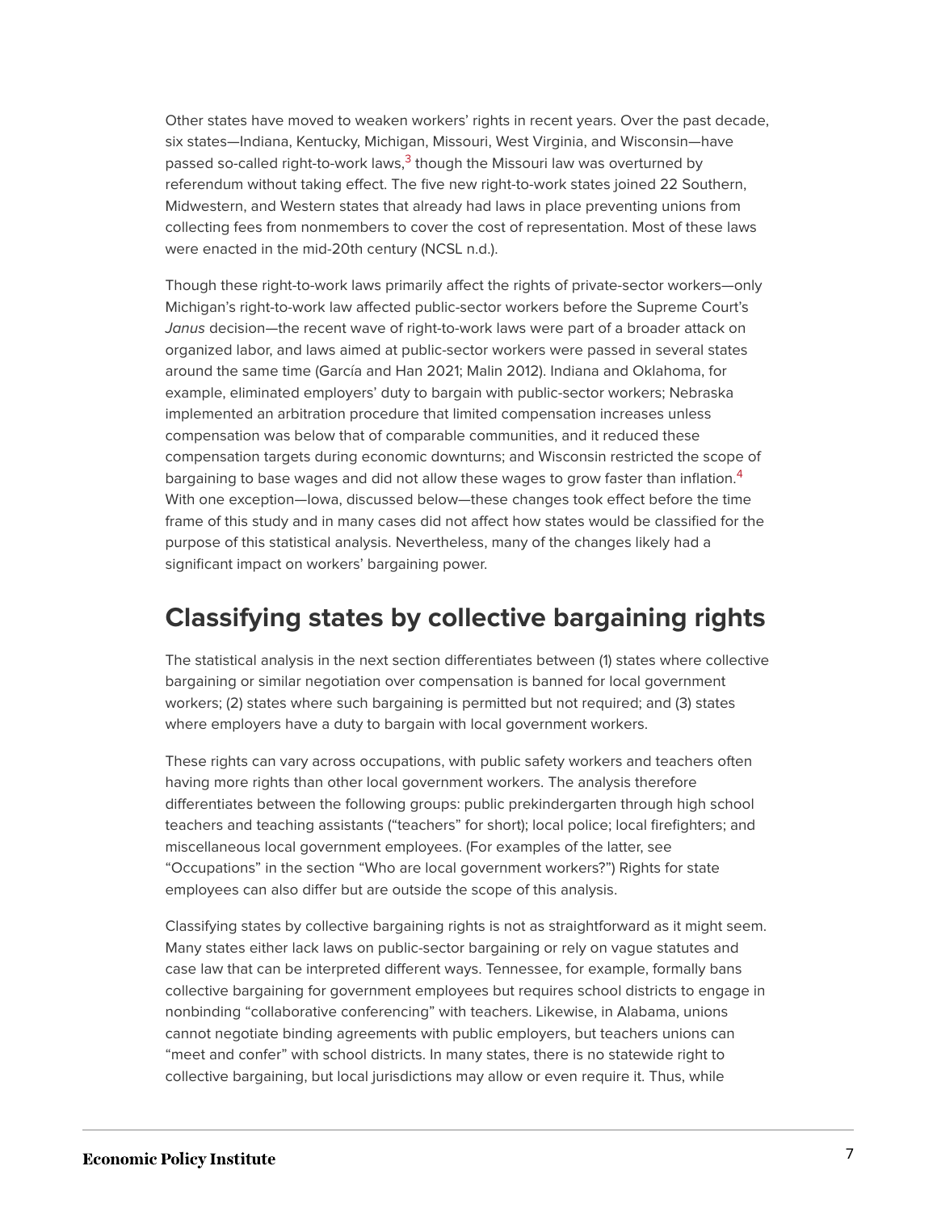Other states have moved to weaken workers' rights in recent years. Over the past decade, six states—Indiana, Kentucky, Michigan, Missouri, West Virginia, and Wisconsin—have passed so-called right-to-work laws,[3] though the Missouri law was overturned by referendum without taking effect. The five new right-to-work states joined 22 Southern, Midwestern, and Western states that already had laws in place preventing unions from collecting fees from nonmembers to cover the cost of representation. Most of these laws were enacted in the mid-20th century (NCSL n.d.).

Though these right-to-work laws primarily affect the rights of private-sector workers—only Michigan's right-to-work law affected public-sector workers before the Supreme Court's *Janus* decision—the recent wave of right-to-work laws were part of a broader attack on organized labor, and laws aimed at public-sector workers were passed in several states around the same time (García and Han 2021; Malin 2012). Indiana and Oklahoma, for example, eliminated employers' duty to bargain with public-sector workers; Nebraska implemented an arbitration procedure that limited compensation increases unless compensation was below that of comparable communities, and it reduced these compensation targets during economic downturns; and Wisconsin restricted the scope of bargaining to base wages and did not allow these wages to grow faster than inflation.[4] With one exception—Iowa, discussed below—these changes took effect before the time frame of this study and in many cases did not affect how states would be classified for the purpose of this statistical analysis. Nevertheless, many of the changes likely had a significant impact on workers' bargaining power.

## Classifying states by collective bargaining rights

The statistical analysis in the next section differentiates between (1) states where collective bargaining or similar negotiation over compensation is banned for local government workers; (2) states where such bargaining is permitted but not required; and (3) states where employers have a duty to bargain with local government workers.

These rights can vary across occupations, with public safety workers and teachers often having more rights than other local government workers. The analysis therefore differentiates between the following groups: public prekindergarten through high school teachers and teaching assistants ("teachers" for short); local police; local firefighters; and miscellaneous local government employees. (For examples of the latter, see "Occupations" in the section "Who are local government workers?") Rights for state employees can also differ but are outside the scope of this analysis.

Classifying states by collective bargaining rights is not as straightforward as it might seem. Many states either lack laws on public-sector bargaining or rely on vague statutes and case law that can be interpreted different ways. Tennessee, for example, formally bans collective bargaining for government employees but requires school districts to engage in nonbinding "collaborative conferencing" with teachers. Likewise, in Alabama, unions cannot negotiate binding agreements with public employers, but teachers unions can "meet and confer" with school districts. In many states, there is no statewide right to collective bargaining, but local jurisdictions may allow or even require it. Thus, while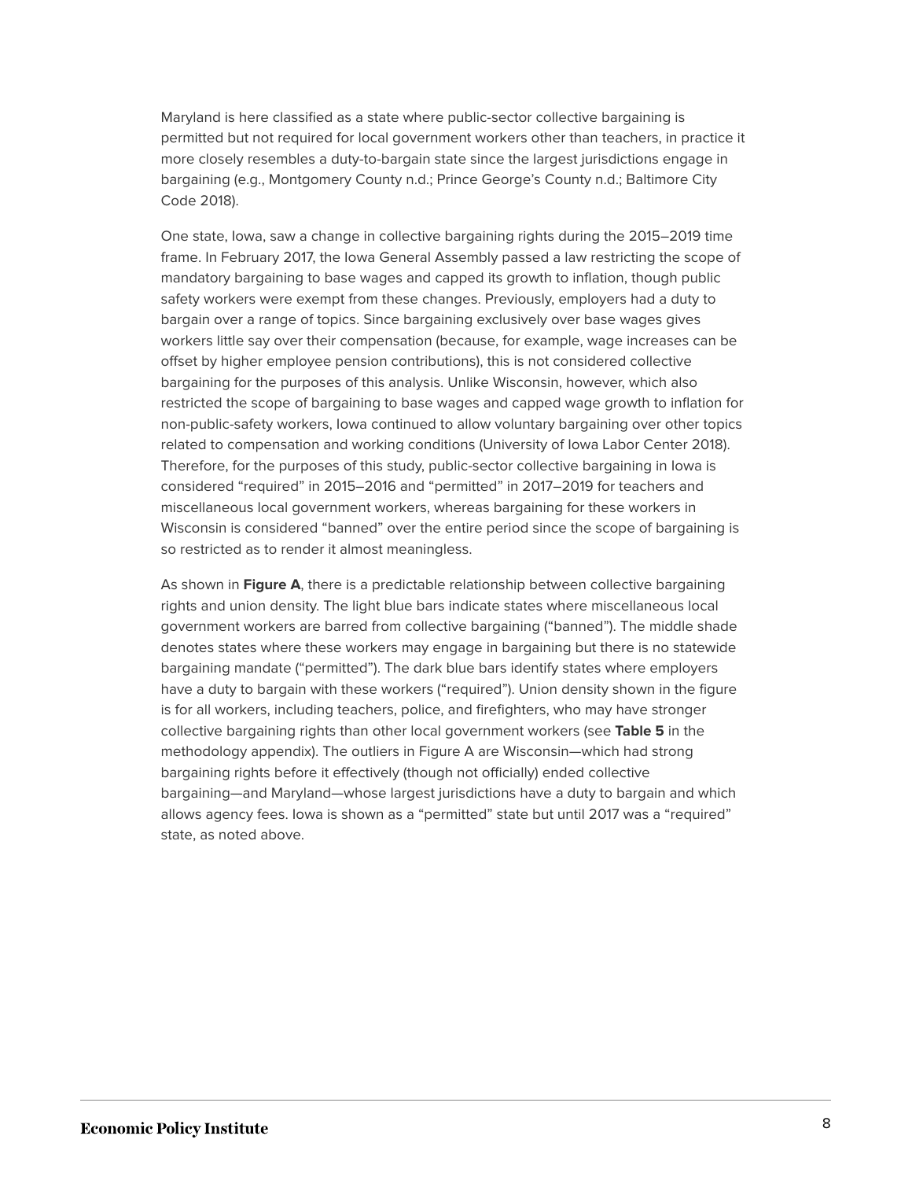Maryland is here classified as a state where public-sector collective bargaining is permitted but not required for local government workers other than teachers, in practice it more closely resembles a duty-to-bargain state since the largest jurisdictions engage in bargaining (e.g., Montgomery County n.d.; Prince George's County n.d.; Baltimore City Code 2018).

One state, Iowa, saw a change in collective bargaining rights during the 2015–2019 time frame. In February 2017, the Iowa General Assembly passed a law restricting the scope of mandatory bargaining to base wages and capped its growth to inflation, though public safety workers were exempt from these changes. Previously, employers had a duty to bargain over a range of topics. Since bargaining exclusively over base wages gives workers little say over their compensation (because, for example, wage increases can be offset by higher employee pension contributions), this is not considered collective bargaining for the purposes of this analysis. Unlike Wisconsin, however, which also restricted the scope of bargaining to base wages and capped wage growth to inflation for non-public-safety workers, Iowa continued to allow voluntary bargaining over other topics related to compensation and working conditions (University of Iowa Labor Center 2018). Therefore, for the purposes of this study, public-sector collective bargaining in Iowa is considered "required" in 2015–2016 and "permitted" in 2017–2019 for teachers and miscellaneous local government workers, whereas bargaining for these workers in Wisconsin is considered "banned" over the entire period since the scope of bargaining is so restricted as to render it almost meaningless.

As shown in **Figure A**, there is a predictable relationship between collective bargaining rights and union density. The light blue bars indicate states where miscellaneous local government workers are barred from collective bargaining ("banned"). The middle shade denotes states where these workers may engage in bargaining but there is no statewide bargaining mandate ("permitted"). The dark blue bars identify states where employers have a duty to bargain with these workers ("required"). Union density shown in the figure is for all workers, including teachers, police, and firefighters, who may have stronger collective bargaining rights than other local government workers (see **Table 5** in the methodology appendix). The outliers in Figure A are Wisconsin—which had strong bargaining rights before it effectively (though not officially) ended collective bargaining—and Maryland—whose largest jurisdictions have a duty to bargain and which allows agency fees. Iowa is shown as a "permitted" state but until 2017 was a "required" state, as noted above.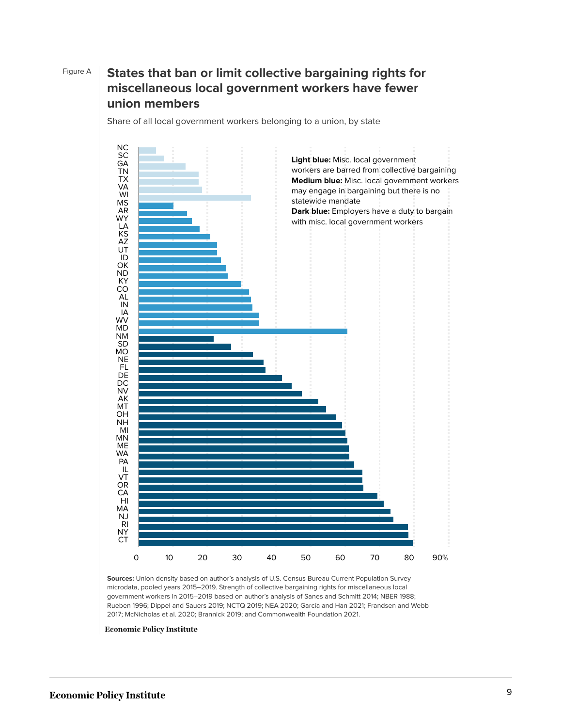Figure A

## States that ban or limit collective bargaining rights for miscellaneous local government workers have fewer union members

Share of all local government workers belonging to a union, by state

**Light blue:** Misc. local government workers are barred from collective bargaining
**Medium blue:** Misc. local government workers may engage in bargaining but there is no statewide mandate
**Dark blue:** Employers have a duty to bargain with misc. local government workers

NC, SC, GA, TN, TX, VA, WI, MS, AR, WY, LA, KS, AZ, UT, ID, OK, ND, KY, CO, AL, IN, IA, WV, MD, NM, SD, MO, NE, FL, DE, DC, NV, AK, MT, OH, NH, MI, MN, ME, WA, PA, IL, VT, OR, CA, HI, MA, NJ, RI, NY, CT

0, 10, 20, 30, 40, 50, 60, 70, 80, 90%

**Sources:** Union density based on author's analysis of U.S. Census Bureau Current Population Survey microdata, pooled years 2015–2019. Strength of collective bargaining rights for miscellaneous local government workers in 2015–2019 based on author's analysis of Sanes and Schmitt 2014; NBER 1988; Rueben 1996; Dippel and Sauers 2019; NCTQ 2019; NEA 2020; García and Han 2021; Frandsen and Webb 2017; McNicholas et al. 2020; Brannick 2019; and Commonwealth Foundation 2021.

**Economic Policy Institute**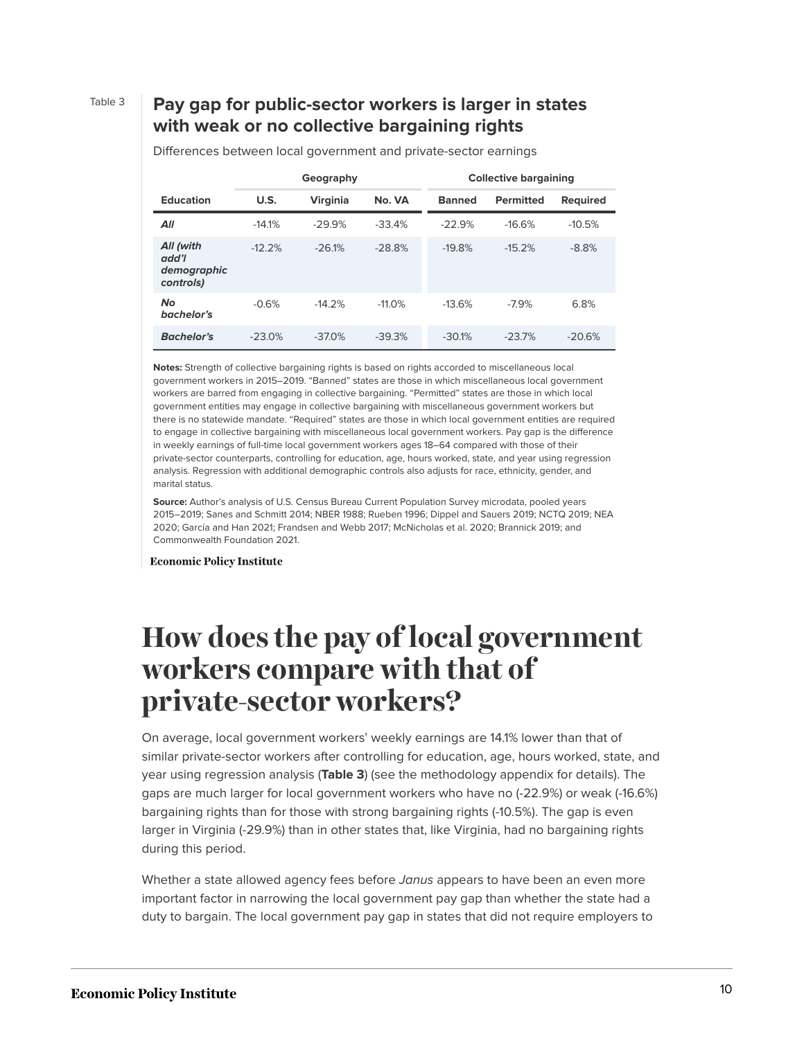Table 3

**Pay gap for public-sector workers is larger in states with weak or no collective bargaining rights**

Differences between local government and private-sector earnings

| | Geography | | | Collective bargaining | | |
|---|---|---|---|---|---|---|
| **Education** | **U.S.** | **Virginia** | **No. VA** | **Banned** | **Permitted** | **Required** |
| ***All*** | -14.1% | -29.9% | -33.4% | -22.9% | -16.6% | -10.5% |
| ***All (with add'l demographic controls)*** | -12.2% | -26.1% | -28.8% | -19.8% | -15.2% | -8.8% |
| ***No bachelor's*** | -0.6% | -14.2% | -11.0% | -13.6% | -7.9% | 6.8% |
| ***Bachelor's*** | -23.0% | -37.0% | -39.3% | -30.1% | -23.7% | -20.6% |

**Notes:** Strength of collective bargaining rights is based on rights accorded to miscellaneous local government workers in 2015–2019. "Banned" states are those in which miscellaneous local government workers are barred from engaging in collective bargaining. "Permitted" states are those in which local government entities may engage in collective bargaining with miscellaneous government workers but there is no statewide mandate. "Required" states are those in which local government entities are required to engage in collective bargaining with miscellaneous local government workers. Pay gap is the difference in weekly earnings of full-time local government workers ages 18–64 compared with those of their private-sector counterparts, controlling for education, age, hours worked, state, and year using regression analysis. Regression with additional demographic controls also adjusts for race, ethnicity, gender, and marital status.

**Source:** Author's analysis of U.S. Census Bureau Current Population Survey microdata, pooled years 2015–2019; Sanes and Schmitt 2014; NBER 1988; Rueben 1996; Dippel and Sauers 2019; NCTQ 2019; NEA 2020; García and Han 2021; Frandsen and Webb 2017; McNicholas et al. 2020; Brannick 2019; and Commonwealth Foundation 2021.

**Economic Policy Institute**

# How does the pay of local government workers compare with that of private-sector workers?

On average, local government workers' weekly earnings are 14.1% lower than that of similar private-sector workers after controlling for education, age, hours worked, state, and year using regression analysis (**Table 3**) (see the methodology appendix for details). The gaps are much larger for local government workers who have no (-22.9%) or weak (-16.6%) bargaining rights than for those with strong bargaining rights (-10.5%). The gap is even larger in Virginia (-29.9%) than in other states that, like Virginia, had no bargaining rights during this period.

Whether a state allowed agency fees before *Janus* appears to have been an even more important factor in narrowing the local government pay gap than whether the state had a duty to bargain. The local government pay gap in states that did not require employers to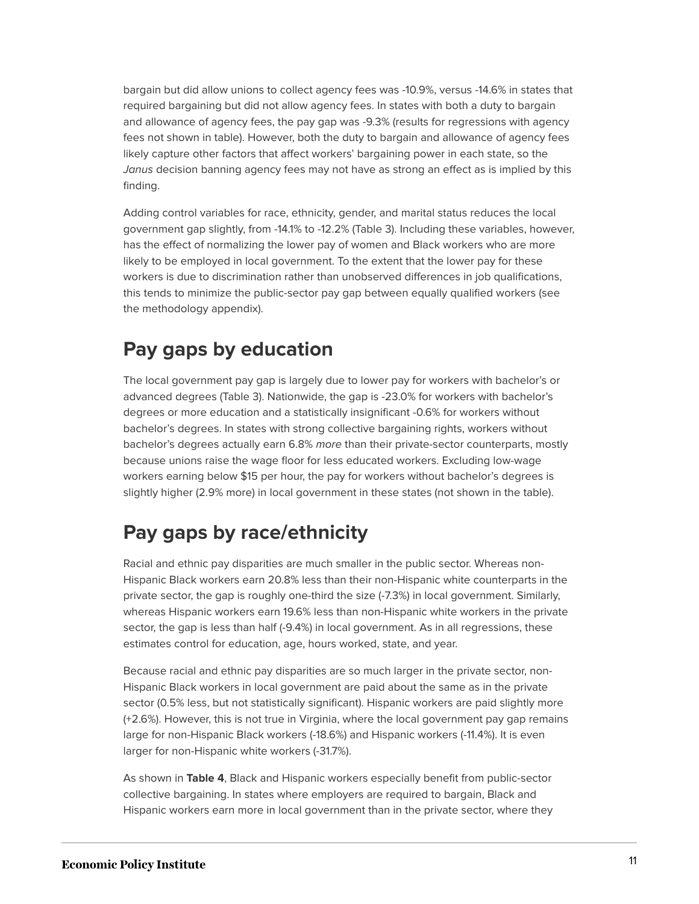bargain but did allow unions to collect agency fees was -10.9%, versus -14.6% in states that required bargaining but did not allow agency fees. In states with both a duty to bargain and allowance of agency fees, the pay gap was -9.3% (results for regressions with agency fees not shown in table). However, both the duty to bargain and allowance of agency fees likely capture other factors that affect workers' bargaining power in each state, so the *Janus* decision banning agency fees may not have as strong an effect as is implied by this finding.

Adding control variables for race, ethnicity, gender, and marital status reduces the local government gap slightly, from -14.1% to -12.2% (Table 3). Including these variables, however, has the effect of normalizing the lower pay of women and Black workers who are more likely to be employed in local government. To the extent that the lower pay for these workers is due to discrimination rather than unobserved differences in job qualifications, this tends to minimize the public-sector pay gap between equally qualified workers (see the methodology appendix).

## Pay gaps by education

The local government pay gap is largely due to lower pay for workers with bachelor's or advanced degrees (Table 3). Nationwide, the gap is -23.0% for workers with bachelor's degrees or more education and a statistically insignificant -0.6% for workers without bachelor's degrees. In states with strong collective bargaining rights, workers without bachelor's degrees actually earn 6.8% *more* than their private-sector counterparts, mostly because unions raise the wage floor for less educated workers. Excluding low-wage workers earning below $15 per hour, the pay for workers without bachelor's degrees is slightly higher (2.9% more) in local government in these states (not shown in the table).

## Pay gaps by race/ethnicity

Racial and ethnic pay disparities are much smaller in the public sector. Whereas non-Hispanic Black workers earn 20.8% less than their non-Hispanic white counterparts in the private sector, the gap is roughly one-third the size (-7.3%) in local government. Similarly, whereas Hispanic workers earn 19.6% less than non-Hispanic white workers in the private sector, the gap is less than half (-9.4%) in local government. As in all regressions, these estimates control for education, age, hours worked, state, and year.

Because racial and ethnic pay disparities are so much larger in the private sector, non-Hispanic Black workers in local government are paid about the same as in the private sector (0.5% less, but not statistically significant). Hispanic workers are paid slightly more (+2.6%). However, this is not true in Virginia, where the local government pay gap remains large for non-Hispanic Black workers (-18.6%) and Hispanic workers (-11.4%). It is even larger for non-Hispanic white workers (-31.7%).

As shown in **Table 4**, Black and Hispanic workers especially benefit from public-sector collective bargaining. In states where employers are required to bargain, Black and Hispanic workers earn more in local government than in the private sector, where they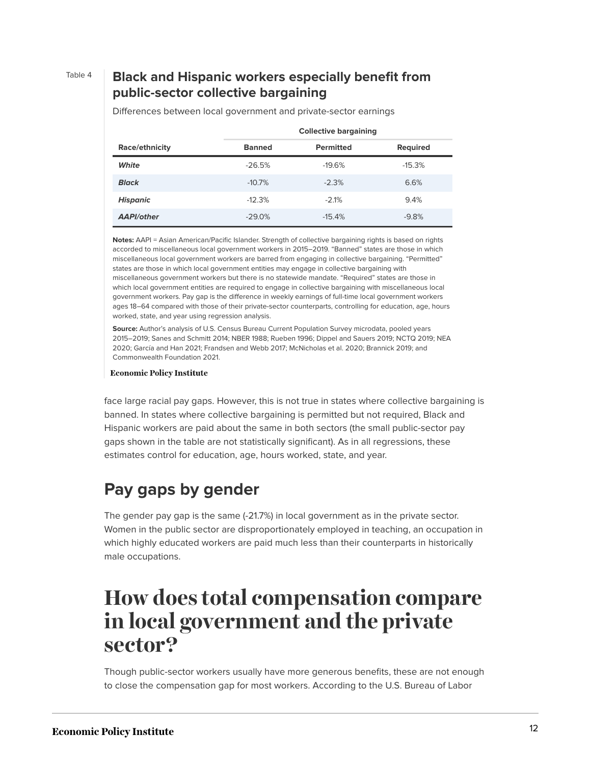Table 4

**Black and Hispanic workers especially benefit from public-sector collective bargaining**

Differences between local government and private-sector earnings

| | Collective bargaining | | |
|---|---|---|---|
| **Race/ethnicity** | **Banned** | **Permitted** | **Required** |
| ***White*** | -26.5% | -19.6% | -15.3% |
| ***Black*** | -10.7% | -2.3% | 6.6% |
| ***Hispanic*** | -12.3% | -2.1% | 9.4% |
| ***AAPI/other*** | -29.0% | -15.4% | -9.8% |

**Notes:** AAPI = Asian American/Pacific Islander. Strength of collective bargaining rights is based on rights accorded to miscellaneous local government workers in 2015–2019. "Banned" states are those in which miscellaneous local government workers are barred from engaging in collective bargaining. "Permitted" states are those in which local government entities may engage in collective bargaining with miscellaneous government workers but there is no statewide mandate. "Required" states are those in which local government entities are required to engage in collective bargaining with miscellaneous local government workers. Pay gap is the difference in weekly earnings of full-time local government workers ages 18–64 compared with those of their private-sector counterparts, controlling for education, age, hours worked, state, and year using regression analysis.

**Source:** Author's analysis of U.S. Census Bureau Current Population Survey microdata, pooled years 2015–2019; Sanes and Schmitt 2014; NBER 1988; Rueben 1996; Dippel and Sauers 2019; NCTQ 2019; NEA 2020; García and Han 2021; Frandsen and Webb 2017; McNicholas et al. 2020; Brannick 2019; and Commonwealth Foundation 2021.

Economic Policy Institute

face large racial pay gaps. However, this is not true in states where collective bargaining is banned. In states where collective bargaining is permitted but not required, Black and Hispanic workers are paid about the same in both sectors (the small public-sector pay gaps shown in the table are not statistically significant). As in all regressions, these estimates control for education, age, hours worked, state, and year.

## Pay gaps by gender

The gender pay gap is the same (-21.7%) in local government as in the private sector. Women in the public sector are disproportionately employed in teaching, an occupation in which highly educated workers are paid much less than their counterparts in historically male occupations.

# How does total compensation compare in local government and the private sector?

Though public-sector workers usually have more generous benefits, these are not enough to close the compensation gap for most workers. According to the U.S. Bureau of Labor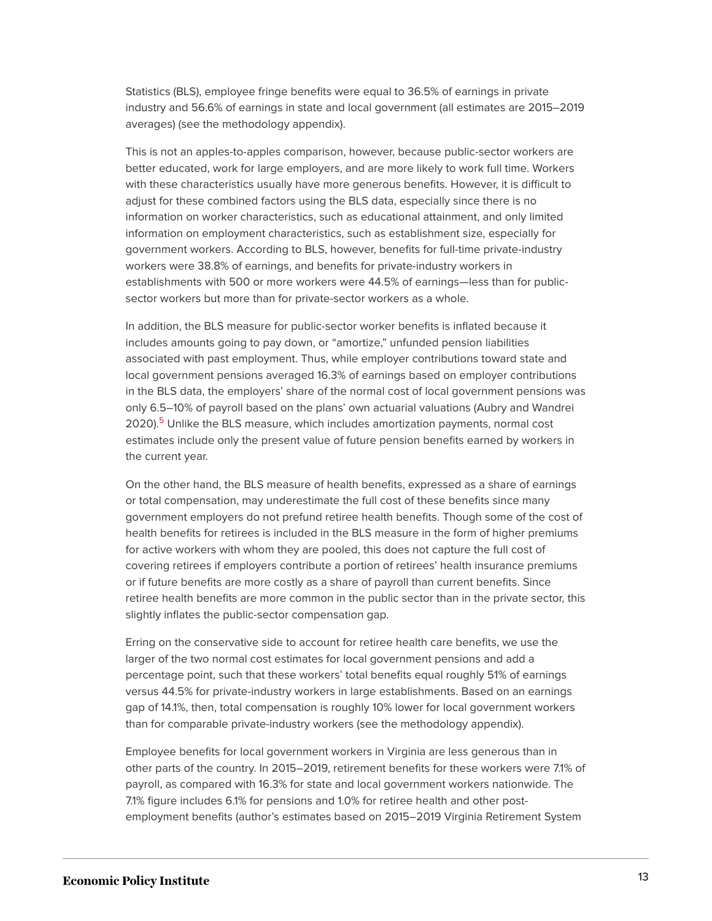Statistics (BLS), employee fringe benefits were equal to 36.5% of earnings in private industry and 56.6% of earnings in state and local government (all estimates are 2015–2019 averages) (see the methodology appendix).

This is not an apples-to-apples comparison, however, because public-sector workers are better educated, work for large employers, and are more likely to work full time. Workers with these characteristics usually have more generous benefits. However, it is difficult to adjust for these combined factors using the BLS data, especially since there is no information on worker characteristics, such as educational attainment, and only limited information on employment characteristics, such as establishment size, especially for government workers. According to BLS, however, benefits for full-time private-industry workers were 38.8% of earnings, and benefits for private-industry workers in establishments with 500 or more workers were 44.5% of earnings—less than for public-sector workers but more than for private-sector workers as a whole.

In addition, the BLS measure for public-sector worker benefits is inflated because it includes amounts going to pay down, or "amortize," unfunded pension liabilities associated with past employment. Thus, while employer contributions toward state and local government pensions averaged 16.3% of earnings based on employer contributions in the BLS data, the employers' share of the normal cost of local government pensions was only 6.5–10% of payroll based on the plans' own actuarial valuations (Aubry and Wandrei 2020).[5] Unlike the BLS measure, which includes amortization payments, normal cost estimates include only the present value of future pension benefits earned by workers in the current year.

On the other hand, the BLS measure of health benefits, expressed as a share of earnings or total compensation, may underestimate the full cost of these benefits since many government employers do not prefund retiree health benefits. Though some of the cost of health benefits for retirees is included in the BLS measure in the form of higher premiums for active workers with whom they are pooled, this does not capture the full cost of covering retirees if employers contribute a portion of retirees' health insurance premiums or if future benefits are more costly as a share of payroll than current benefits. Since retiree health benefits are more common in the public sector than in the private sector, this slightly inflates the public-sector compensation gap.

Erring on the conservative side to account for retiree health care benefits, we use the larger of the two normal cost estimates for local government pensions and add a percentage point, such that these workers' total benefits equal roughly 51% of earnings versus 44.5% for private-industry workers in large establishments. Based on an earnings gap of 14.1%, then, total compensation is roughly 10% lower for local government workers than for comparable private-industry workers (see the methodology appendix).

Employee benefits for local government workers in Virginia are less generous than in other parts of the country. In 2015–2019, retirement benefits for these workers were 7.1% of payroll, as compared with 16.3% for state and local government workers nationwide. The 7.1% figure includes 6.1% for pensions and 1.0% for retiree health and other post-employment benefits (author's estimates based on 2015–2019 Virginia Retirement System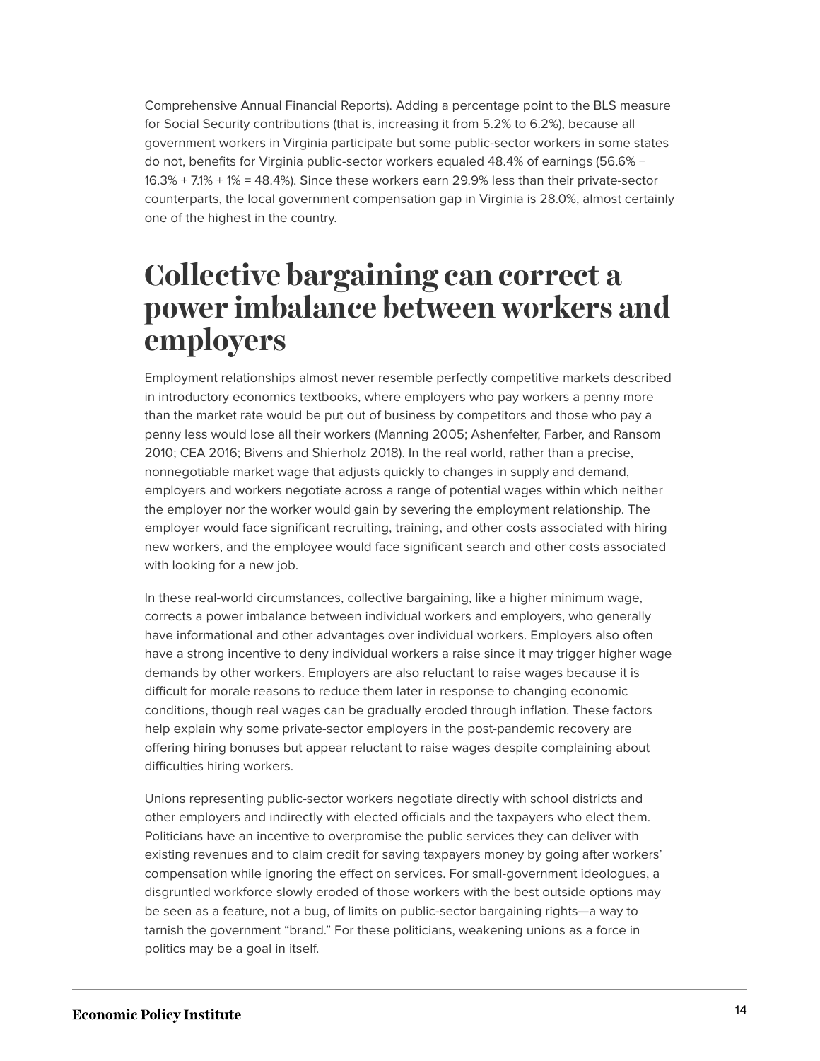Comprehensive Annual Financial Reports). Adding a percentage point to the BLS measure for Social Security contributions (that is, increasing it from 5.2% to 6.2%), because all government workers in Virginia participate but some public-sector workers in some states do not, benefits for Virginia public-sector workers equaled 48.4% of earnings (56.6% − 16.3% + 7.1% + 1% = 48.4%). Since these workers earn 29.9% less than their private-sector counterparts, the local government compensation gap in Virginia is 28.0%, almost certainly one of the highest in the country.

# Collective bargaining can correct a power imbalance between workers and employers

Employment relationships almost never resemble perfectly competitive markets described in introductory economics textbooks, where employers who pay workers a penny more than the market rate would be put out of business by competitors and those who pay a penny less would lose all their workers (Manning 2005; Ashenfelter, Farber, and Ransom 2010; CEA 2016; Bivens and Shierholz 2018). In the real world, rather than a precise, nonnegotiable market wage that adjusts quickly to changes in supply and demand, employers and workers negotiate across a range of potential wages within which neither the employer nor the worker would gain by severing the employment relationship. The employer would face significant recruiting, training, and other costs associated with hiring new workers, and the employee would face significant search and other costs associated with looking for a new job.

In these real-world circumstances, collective bargaining, like a higher minimum wage, corrects a power imbalance between individual workers and employers, who generally have informational and other advantages over individual workers. Employers also often have a strong incentive to deny individual workers a raise since it may trigger higher wage demands by other workers. Employers are also reluctant to raise wages because it is difficult for morale reasons to reduce them later in response to changing economic conditions, though real wages can be gradually eroded through inflation. These factors help explain why some private-sector employers in the post-pandemic recovery are offering hiring bonuses but appear reluctant to raise wages despite complaining about difficulties hiring workers.

Unions representing public-sector workers negotiate directly with school districts and other employers and indirectly with elected officials and the taxpayers who elect them. Politicians have an incentive to overpromise the public services they can deliver with existing revenues and to claim credit for saving taxpayers money by going after workers' compensation while ignoring the effect on services. For small-government ideologues, a disgruntled workforce slowly eroded of those workers with the best outside options may be seen as a feature, not a bug, of limits on public-sector bargaining rights—a way to tarnish the government "brand." For these politicians, weakening unions as a force in politics may be a goal in itself.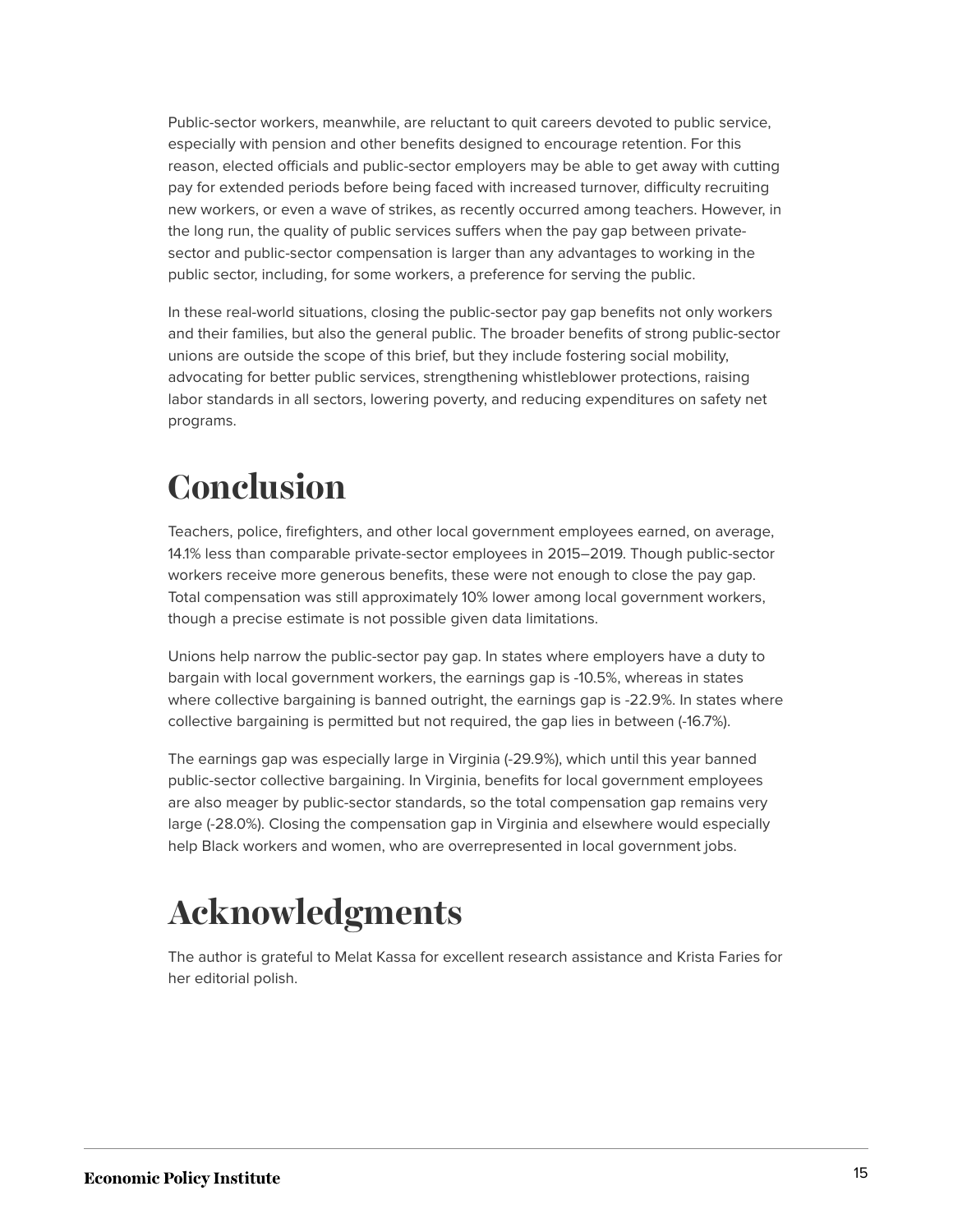Public-sector workers, meanwhile, are reluctant to quit careers devoted to public service, especially with pension and other benefits designed to encourage retention. For this reason, elected officials and public-sector employers may be able to get away with cutting pay for extended periods before being faced with increased turnover, difficulty recruiting new workers, or even a wave of strikes, as recently occurred among teachers. However, in the long run, the quality of public services suffers when the pay gap between private-sector and public-sector compensation is larger than any advantages to working in the public sector, including, for some workers, a preference for serving the public.

In these real-world situations, closing the public-sector pay gap benefits not only workers and their families, but also the general public. The broader benefits of strong public-sector unions are outside the scope of this brief, but they include fostering social mobility, advocating for better public services, strengthening whistleblower protections, raising labor standards in all sectors, lowering poverty, and reducing expenditures on safety net programs.

# Conclusion

Teachers, police, firefighters, and other local government employees earned, on average, 14.1% less than comparable private-sector employees in 2015–2019. Though public-sector workers receive more generous benefits, these were not enough to close the pay gap. Total compensation was still approximately 10% lower among local government workers, though a precise estimate is not possible given data limitations.

Unions help narrow the public-sector pay gap. In states where employers have a duty to bargain with local government workers, the earnings gap is -10.5%, whereas in states where collective bargaining is banned outright, the earnings gap is -22.9%. In states where collective bargaining is permitted but not required, the gap lies in between (-16.7%).

The earnings gap was especially large in Virginia (-29.9%), which until this year banned public-sector collective bargaining. In Virginia, benefits for local government employees are also meager by public-sector standards, so the total compensation gap remains very large (-28.0%). Closing the compensation gap in Virginia and elsewhere would especially help Black workers and women, who are overrepresented in local government jobs.

# Acknowledgments

The author is grateful to Melat Kassa for excellent research assistance and Krista Faries for her editorial polish.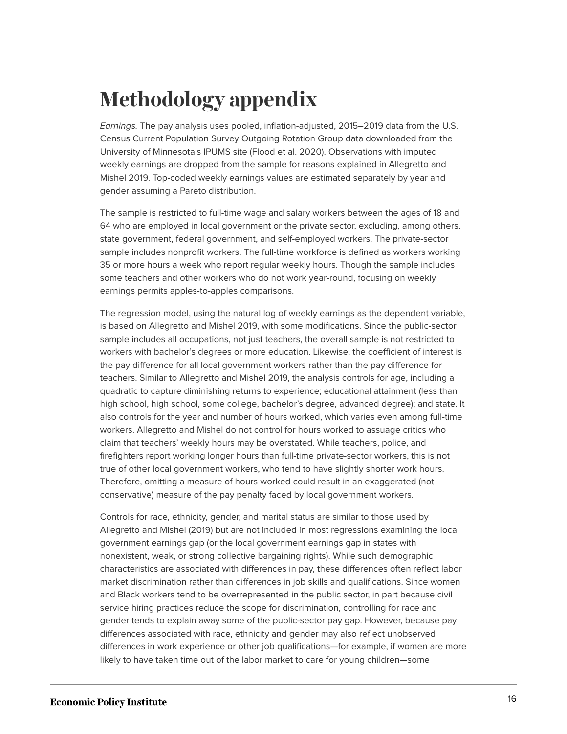# Methodology appendix

*Earnings.* The pay analysis uses pooled, inflation-adjusted, 2015–2019 data from the U.S. Census Current Population Survey Outgoing Rotation Group data downloaded from the University of Minnesota's IPUMS site (Flood et al. 2020). Observations with imputed weekly earnings are dropped from the sample for reasons explained in Allegretto and Mishel 2019. Top-coded weekly earnings values are estimated separately by year and gender assuming a Pareto distribution.

The sample is restricted to full-time wage and salary workers between the ages of 18 and 64 who are employed in local government or the private sector, excluding, among others, state government, federal government, and self-employed workers. The private-sector sample includes nonprofit workers. The full-time workforce is defined as workers working 35 or more hours a week who report regular weekly hours. Though the sample includes some teachers and other workers who do not work year-round, focusing on weekly earnings permits apples-to-apples comparisons.

The regression model, using the natural log of weekly earnings as the dependent variable, is based on Allegretto and Mishel 2019, with some modifications. Since the public-sector sample includes all occupations, not just teachers, the overall sample is not restricted to workers with bachelor's degrees or more education. Likewise, the coefficient of interest is the pay difference for all local government workers rather than the pay difference for teachers. Similar to Allegretto and Mishel 2019, the analysis controls for age, including a quadratic to capture diminishing returns to experience; educational attainment (less than high school, high school, some college, bachelor's degree, advanced degree); and state. It also controls for the year and number of hours worked, which varies even among full-time workers. Allegretto and Mishel do not control for hours worked to assuage critics who claim that teachers' weekly hours may be overstated. While teachers, police, and firefighters report working longer hours than full-time private-sector workers, this is not true of other local government workers, who tend to have slightly shorter work hours. Therefore, omitting a measure of hours worked could result in an exaggerated (not conservative) measure of the pay penalty faced by local government workers.

Controls for race, ethnicity, gender, and marital status are similar to those used by Allegretto and Mishel (2019) but are not included in most regressions examining the local government earnings gap (or the local government earnings gap in states with nonexistent, weak, or strong collective bargaining rights). While such demographic characteristics are associated with differences in pay, these differences often reflect labor market discrimination rather than differences in job skills and qualifications. Since women and Black workers tend to be overrepresented in the public sector, in part because civil service hiring practices reduce the scope for discrimination, controlling for race and gender tends to explain away some of the public-sector pay gap. However, because pay differences associated with race, ethnicity and gender may also reflect unobserved differences in work experience or other job qualifications—for example, if women are more likely to have taken time out of the labor market to care for young children—some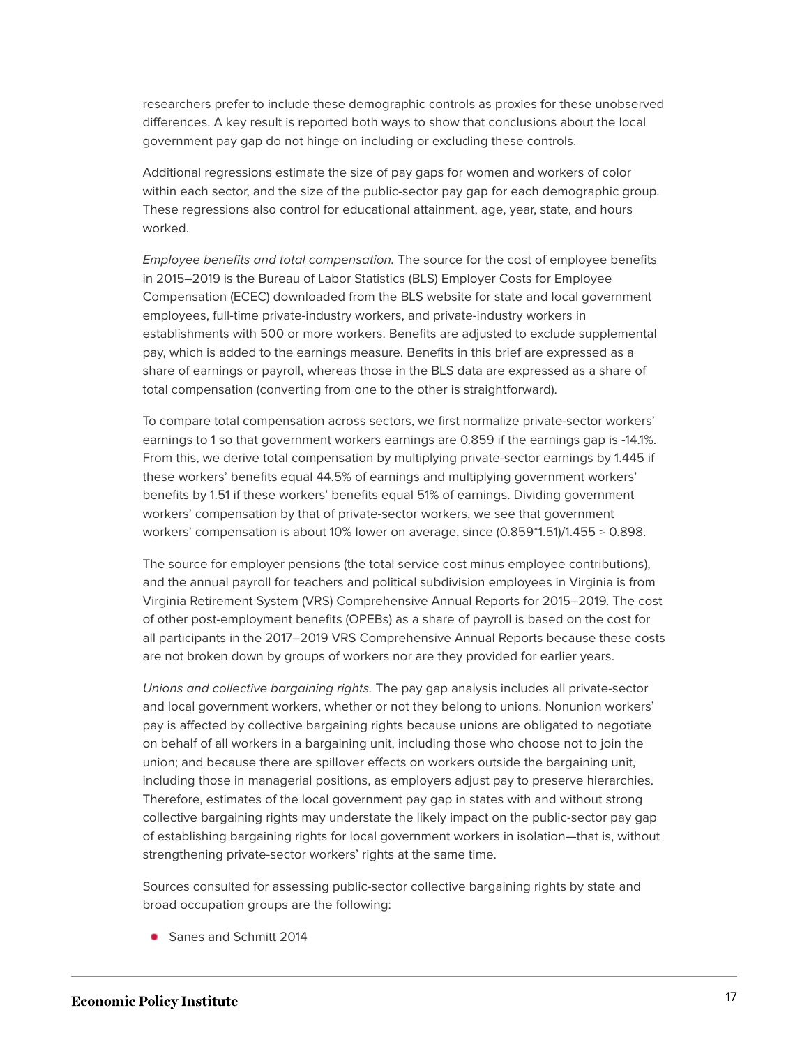researchers prefer to include these demographic controls as proxies for these unobserved differences. A key result is reported both ways to show that conclusions about the local government pay gap do not hinge on including or excluding these controls.

Additional regressions estimate the size of pay gaps for women and workers of color within each sector, and the size of the public-sector pay gap for each demographic group. These regressions also control for educational attainment, age, year, state, and hours worked.

*Employee benefits and total compensation.* The source for the cost of employee benefits in 2015–2019 is the Bureau of Labor Statistics (BLS) Employer Costs for Employee Compensation (ECEC) downloaded from the BLS website for state and local government employees, full-time private-industry workers, and private-industry workers in establishments with 500 or more workers. Benefits are adjusted to exclude supplemental pay, which is added to the earnings measure. Benefits in this brief are expressed as a share of earnings or payroll, whereas those in the BLS data are expressed as a share of total compensation (converting from one to the other is straightforward).

To compare total compensation across sectors, we first normalize private-sector workers' earnings to 1 so that government workers earnings are 0.859 if the earnings gap is -14.1%. From this, we derive total compensation by multiplying private-sector earnings by 1.445 if these workers' benefits equal 44.5% of earnings and multiplying government workers' benefits by 1.51 if these workers' benefits equal 51% of earnings. Dividing government workers' compensation by that of private-sector workers, we see that government workers' compensation is about 10% lower on average, since (0.859*1.51)/1.455 ≈ 0.898.

The source for employer pensions (the total service cost minus employee contributions), and the annual payroll for teachers and political subdivision employees in Virginia is from Virginia Retirement System (VRS) Comprehensive Annual Reports for 2015–2019. The cost of other post-employment benefits (OPEBs) as a share of payroll is based on the cost for all participants in the 2017–2019 VRS Comprehensive Annual Reports because these costs are not broken down by groups of workers nor are they provided for earlier years.

*Unions and collective bargaining rights.* The pay gap analysis includes all private-sector and local government workers, whether or not they belong to unions. Nonunion workers' pay is affected by collective bargaining rights because unions are obligated to negotiate on behalf of all workers in a bargaining unit, including those who choose not to join the union; and because there are spillover effects on workers outside the bargaining unit, including those in managerial positions, as employers adjust pay to preserve hierarchies. Therefore, estimates of the local government pay gap in states with and without strong collective bargaining rights may understate the likely impact on the public-sector pay gap of establishing bargaining rights for local government workers in isolation—that is, without strengthening private-sector workers' rights at the same time.

Sources consulted for assessing public-sector collective bargaining rights by state and broad occupation groups are the following:

- Sanes and Schmitt 2014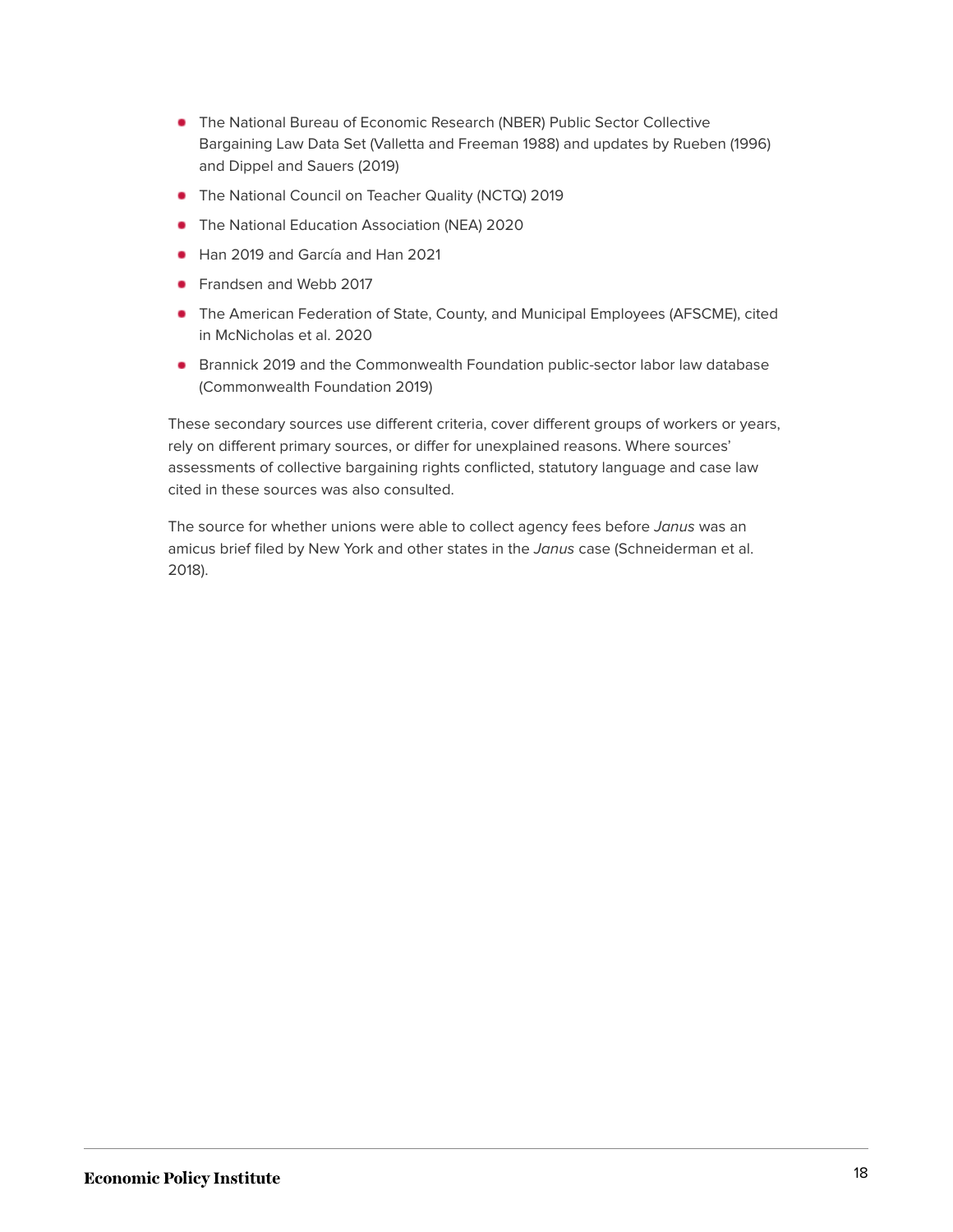- The National Bureau of Economic Research (NBER) Public Sector Collective Bargaining Law Data Set (Valletta and Freeman 1988) and updates by Rueben (1996) and Dippel and Sauers (2019)
- The National Council on Teacher Quality (NCTQ) 2019
- The National Education Association (NEA) 2020
- Han 2019 and García and Han 2021
- Frandsen and Webb 2017
- The American Federation of State, County, and Municipal Employees (AFSCME), cited in McNicholas et al. 2020
- Brannick 2019 and the Commonwealth Foundation public-sector labor law database (Commonwealth Foundation 2019)

These secondary sources use different criteria, cover different groups of workers or years, rely on different primary sources, or differ for unexplained reasons. Where sources' assessments of collective bargaining rights conflicted, statutory language and case law cited in these sources was also consulted.

The source for whether unions were able to collect agency fees before *Janus* was an amicus brief filed by New York and other states in the *Janus* case (Schneiderman et al. 2018).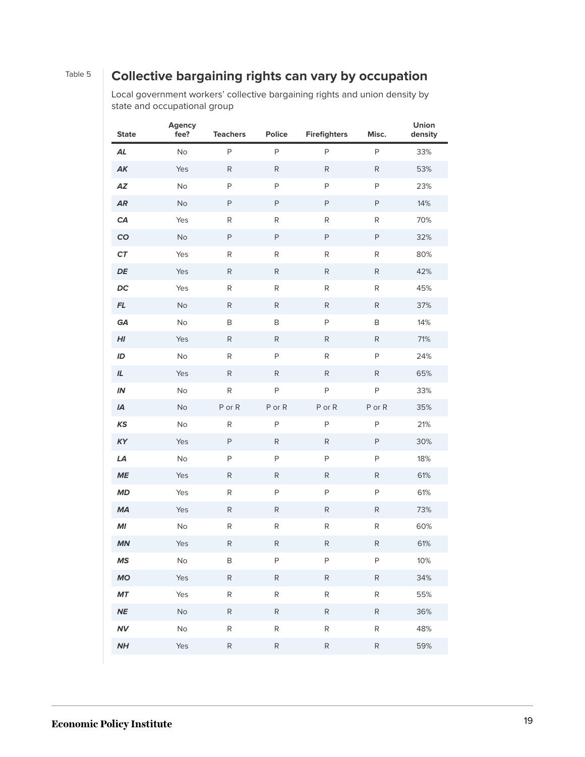Table 5

## Collective bargaining rights can vary by occupation

Local government workers' collective bargaining rights and union density by state and occupational group

| State | Agency fee? | Teachers | Police | Firefighters | Misc. | Union density |
|---|---|---|---|---|---|---|
| ***AL*** | No | P | P | P | P | 33% |
| ***AK*** | Yes | R | R | R | R | 53% |
| ***AZ*** | No | P | P | P | P | 23% |
| ***AR*** | No | P | P | P | P | 14% |
| ***CA*** | Yes | R | R | R | R | 70% |
| ***CO*** | No | P | P | P | P | 32% |
| ***CT*** | Yes | R | R | R | R | 80% |
| ***DE*** | Yes | R | R | R | R | 42% |
| ***DC*** | Yes | R | R | R | R | 45% |
| ***FL*** | No | R | R | R | R | 37% |
| ***GA*** | No | B | B | P | B | 14% |
| ***HI*** | Yes | R | R | R | R | 71% |
| ***ID*** | No | R | P | R | P | 24% |
| ***IL*** | Yes | R | R | R | R | 65% |
| ***IN*** | No | R | P | P | P | 33% |
| ***IA*** | No | P or R | P or R | P or R | P or R | 35% |
| ***KS*** | No | R | P | P | P | 21% |
| ***KY*** | Yes | P | R | R | P | 30% |
| ***LA*** | No | P | P | P | P | 18% |
| ***ME*** | Yes | R | R | R | R | 61% |
| ***MD*** | Yes | R | P | P | P | 61% |
| ***MA*** | Yes | R | R | R | R | 73% |
| ***MI*** | No | R | R | R | R | 60% |
| ***MN*** | Yes | R | R | R | R | 61% |
| ***MS*** | No | B | P | P | P | 10% |
| ***MO*** | Yes | R | R | R | R | 34% |
| ***MT*** | Yes | R | R | R | R | 55% |
| ***NE*** | No | R | R | R | R | 36% |
| ***NV*** | No | R | R | R | R | 48% |
| ***NH*** | Yes | R | R | R | R | 59% |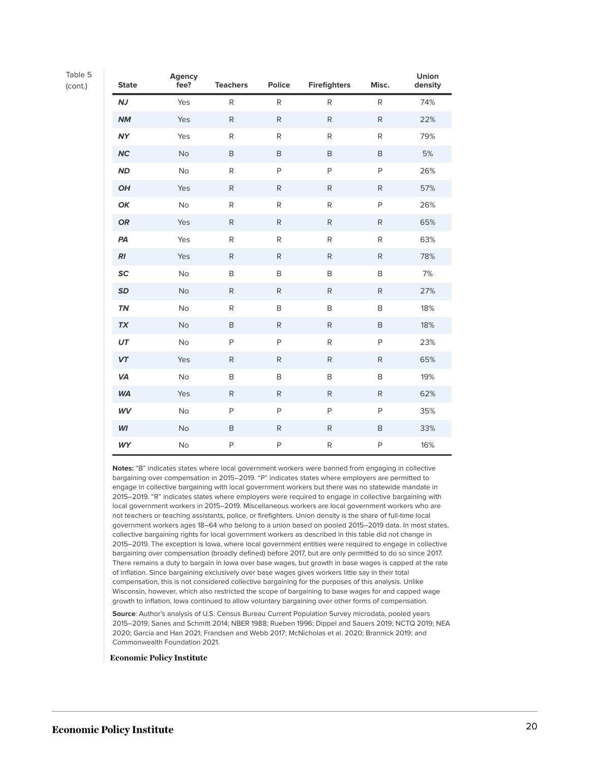Table 5 (cont.)

| State | Agency fee? | Teachers | Police | Firefighters | Misc. | Union density |
|---|---|---|---|---|---|---|
| ***NJ*** | Yes | R | R | R | R | 74% |
| ***NM*** | Yes | R | R | R | R | 22% |
| ***NY*** | Yes | R | R | R | R | 79% |
| ***NC*** | No | B | B | B | B | 5% |
| ***ND*** | No | R | P | P | P | 26% |
| ***OH*** | Yes | R | R | R | R | 57% |
| ***OK*** | No | R | R | R | P | 26% |
| ***OR*** | Yes | R | R | R | R | 65% |
| ***PA*** | Yes | R | R | R | R | 63% |
| ***RI*** | Yes | R | R | R | R | 78% |
| ***SC*** | No | B | B | B | B | 7% |
| ***SD*** | No | R | R | R | R | 27% |
| ***TN*** | No | R | B | B | B | 18% |
| ***TX*** | No | B | R | R | B | 18% |
| ***UT*** | No | P | P | R | P | 23% |
| ***VT*** | Yes | R | R | R | R | 65% |
| ***VA*** | No | B | B | B | B | 19% |
| ***WA*** | Yes | R | R | R | R | 62% |
| ***WV*** | No | P | P | P | P | 35% |
| ***WI*** | No | B | R | R | B | 33% |
| ***WY*** | No | P | P | R | P | 16% |

**Notes:** "B" indicates states where local government workers were banned from engaging in collective bargaining over compensation in 2015–2019. "P" indicates states where employers are permitted to engage in collective bargaining with local government workers but there was no statewide mandate in 2015–2019. "R" indicates states where employers were required to engage in collective bargaining with local government workers in 2015–2019. Miscellaneous workers are local government workers who are not teachers or teaching assistants, police, or firefighters. Union density is the share of full-time local government workers ages 18–64 who belong to a union based on pooled 2015–2019 data. In most states, collective bargaining rights for local government workers as described in this table did not change in 2015–2019. The exception is Iowa, where local government entities were required to engage in collective bargaining over compensation (broadly defined) before 2017, but are only permitted to do so since 2017. There remains a duty to bargain in Iowa over base wages, but growth in base wages is capped at the rate of inflation. Since bargaining exclusively over base wages gives workers little say in their total compensation, this is not considered collective bargaining for the purposes of this analysis. Unlike Wisconsin, however, which also restricted the scope of bargaining to base wages for and capped wage growth to inflation, Iowa continued to allow voluntary bargaining over other forms of compensation.

**Source**: Author's analysis of U.S. Census Bureau Current Population Survey microdata, pooled years 2015–2019; Sanes and Schmitt 2014; NBER 1988; Rueben 1996; Dippel and Sauers 2019; NCTQ 2019; NEA 2020; García and Han 2021; Frandsen and Webb 2017; McNicholas et al. 2020; Brannick 2019; and Commonwealth Foundation 2021.

**Economic Policy Institute**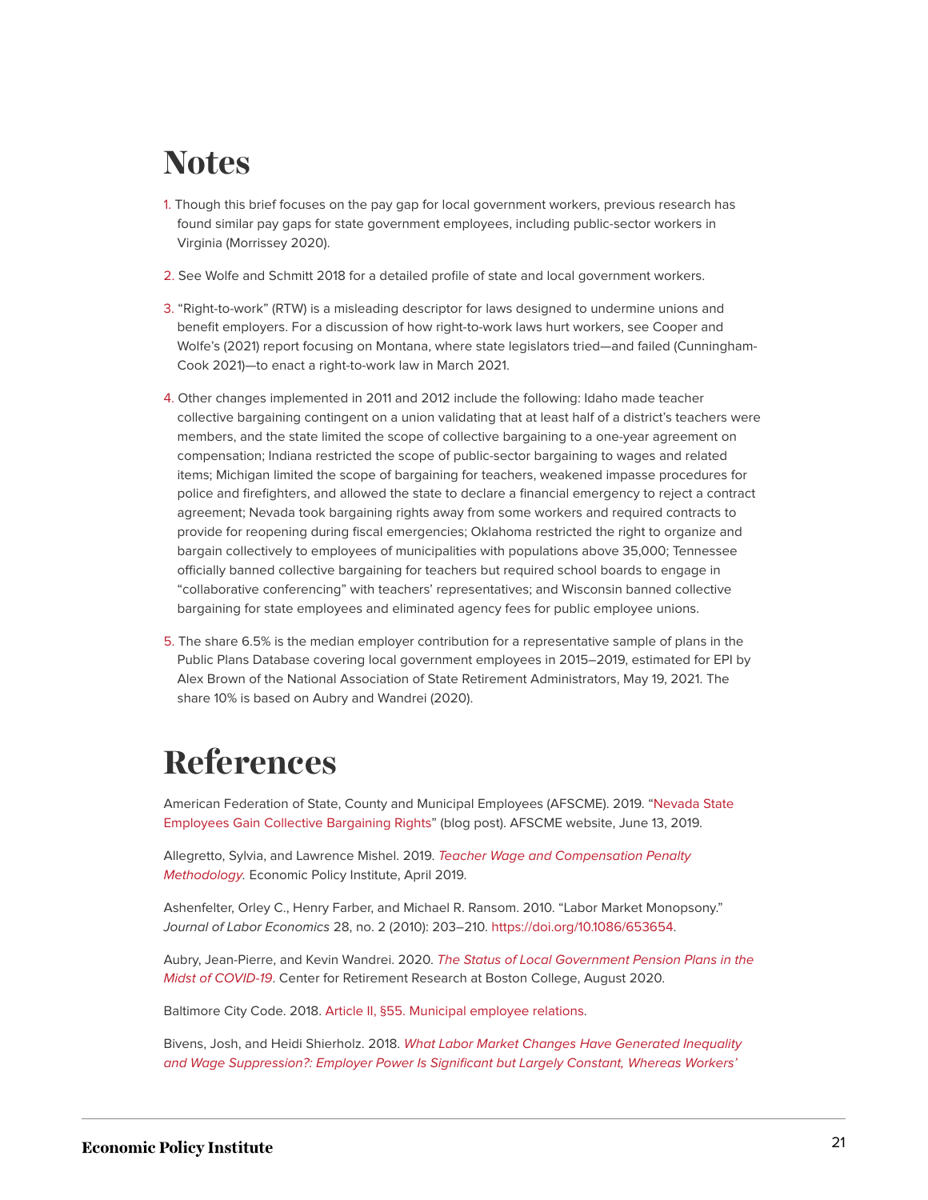# Notes

1. Though this brief focuses on the pay gap for local government workers, previous research has found similar pay gaps for state government employees, including public-sector workers in Virginia (Morrissey 2020).

2. See Wolfe and Schmitt 2018 for a detailed profile of state and local government workers.

3. "Right-to-work" (RTW) is a misleading descriptor for laws designed to undermine unions and benefit employers. For a discussion of how right-to-work laws hurt workers, see Cooper and Wolfe's (2021) report focusing on Montana, where state legislators tried—and failed (Cunningham-Cook 2021)—to enact a right-to-work law in March 2021.

4. Other changes implemented in 2011 and 2012 include the following: Idaho made teacher collective bargaining contingent on a union validating that at least half of a district's teachers were members, and the state limited the scope of collective bargaining to a one-year agreement on compensation; Indiana restricted the scope of public-sector bargaining to wages and related items; Michigan limited the scope of bargaining for teachers, weakened impasse procedures for police and firefighters, and allowed the state to declare a financial emergency to reject a contract agreement; Nevada took bargaining rights away from some workers and required contracts to provide for reopening during fiscal emergencies; Oklahoma restricted the right to organize and bargain collectively to employees of municipalities with populations above 35,000; Tennessee officially banned collective bargaining for teachers but required school boards to engage in "collaborative conferencing" with teachers' representatives; and Wisconsin banned collective bargaining for state employees and eliminated agency fees for public employee unions.

5. The share 6.5% is the median employer contribution for a representative sample of plans in the Public Plans Database covering local government employees in 2015–2019, estimated for EPI by Alex Brown of the National Association of State Retirement Administrators, May 19, 2021. The share 10% is based on Aubry and Wandrei (2020).

# References

American Federation of State, County and Municipal Employees (AFSCME). 2019. "Nevada State Employees Gain Collective Bargaining Rights" (blog post). AFSCME website, June 13, 2019.

Allegretto, Sylvia, and Lawrence Mishel. 2019. *Teacher Wage and Compensation Penalty Methodology*. Economic Policy Institute, April 2019.

Ashenfelter, Orley C., Henry Farber, and Michael R. Ransom. 2010. "Labor Market Monopsony." *Journal of Labor Economics* 28, no. 2 (2010): 203–210. https://doi.org/10.1086/653654.

Aubry, Jean-Pierre, and Kevin Wandrei. 2020. *The Status of Local Government Pension Plans in the Midst of COVID-19*. Center for Retirement Research at Boston College, August 2020.

Baltimore City Code. 2018. Article II, §55. Municipal employee relations.

Bivens, Josh, and Heidi Shierholz. 2018. *What Labor Market Changes Have Generated Inequality and Wage Suppression?: Employer Power Is Significant but Largely Constant, Whereas Workers'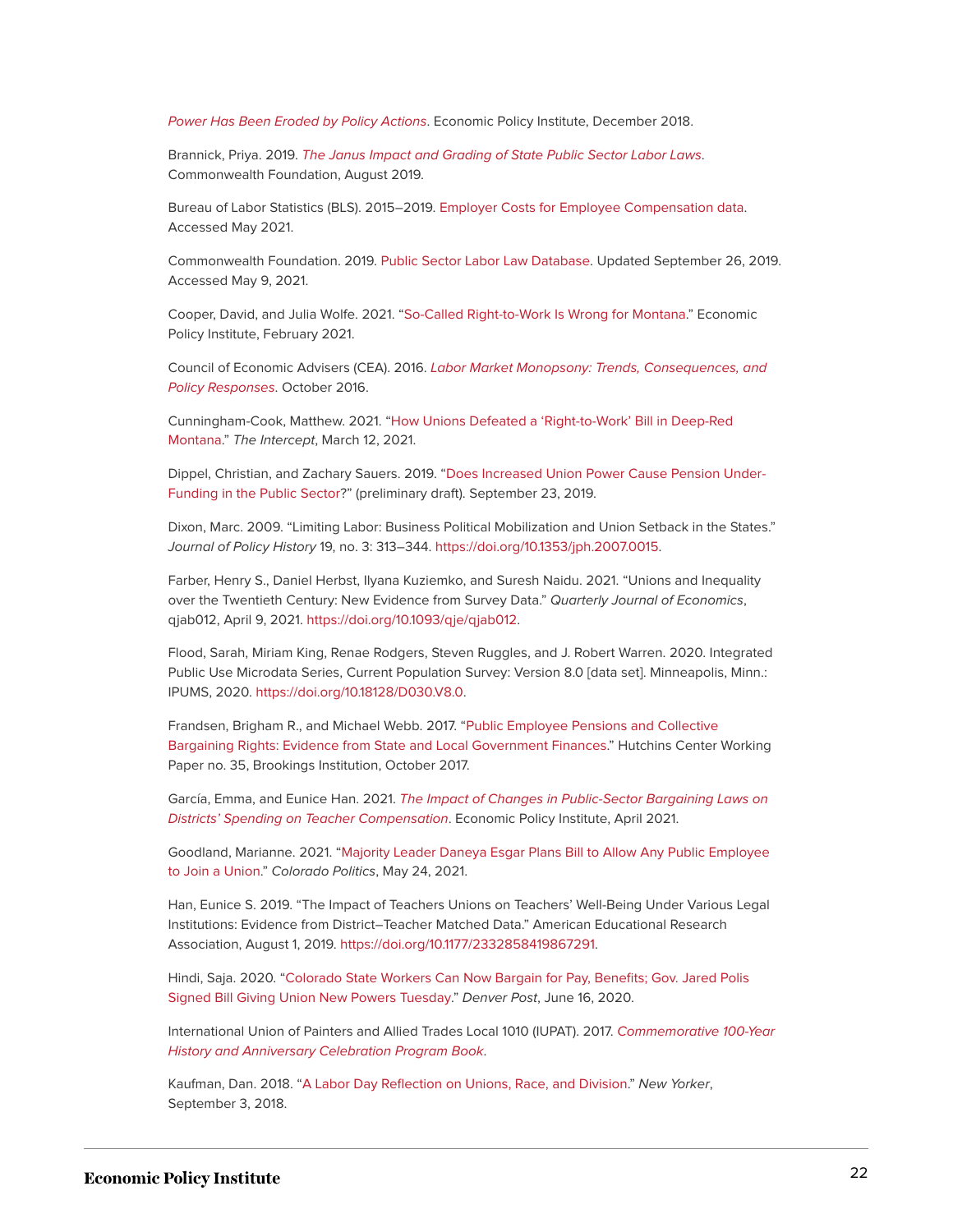*Power Has Been Eroded by Policy Actions*. Economic Policy Institute, December 2018.

Brannick, Priya. 2019. *The Janus Impact and Grading of State Public Sector Labor Laws*. Commonwealth Foundation, August 2019.

Bureau of Labor Statistics (BLS). 2015–2019. Employer Costs for Employee Compensation data. Accessed May 2021.

Commonwealth Foundation. 2019. Public Sector Labor Law Database. Updated September 26, 2019. Accessed May 9, 2021.

Cooper, David, and Julia Wolfe. 2021. "So-Called Right-to-Work Is Wrong for Montana." Economic Policy Institute, February 2021.

Council of Economic Advisers (CEA). 2016. *Labor Market Monopsony: Trends, Consequences, and Policy Responses*. October 2016.

Cunningham-Cook, Matthew. 2021. "How Unions Defeated a 'Right-to-Work' Bill in Deep-Red Montana." *The Intercept*, March 12, 2021.

Dippel, Christian, and Zachary Sauers. 2019. "Does Increased Union Power Cause Pension Under-Funding in the Public Sector?" (preliminary draft). September 23, 2019.

Dixon, Marc. 2009. "Limiting Labor: Business Political Mobilization and Union Setback in the States." *Journal of Policy History* 19, no. 3: 313–344. https://doi.org/10.1353/jph.2007.0015.

Farber, Henry S., Daniel Herbst, Ilyana Kuziemko, and Suresh Naidu. 2021. "Unions and Inequality over the Twentieth Century: New Evidence from Survey Data." *Quarterly Journal of Economics*, qjab012, April 9, 2021. https://doi.org/10.1093/qje/qjab012.

Flood, Sarah, Miriam King, Renae Rodgers, Steven Ruggles, and J. Robert Warren. 2020. Integrated Public Use Microdata Series, Current Population Survey: Version 8.0 [data set]. Minneapolis, Minn.: IPUMS, 2020. https://doi.org/10.18128/D030.V8.0.

Frandsen, Brigham R., and Michael Webb. 2017. "Public Employee Pensions and Collective Bargaining Rights: Evidence from State and Local Government Finances." Hutchins Center Working Paper no. 35, Brookings Institution, October 2017.

García, Emma, and Eunice Han. 2021. *The Impact of Changes in Public-Sector Bargaining Laws on Districts' Spending on Teacher Compensation*. Economic Policy Institute, April 2021.

Goodland, Marianne. 2021. "Majority Leader Daneya Esgar Plans Bill to Allow Any Public Employee to Join a Union." *Colorado Politics*, May 24, 2021.

Han, Eunice S. 2019. "The Impact of Teachers Unions on Teachers' Well-Being Under Various Legal Institutions: Evidence from District–Teacher Matched Data." American Educational Research Association, August 1, 2019. https://doi.org/10.1177/2332858419867291.

Hindi, Saja. 2020. "Colorado State Workers Can Now Bargain for Pay, Benefits; Gov. Jared Polis Signed Bill Giving Union New Powers Tuesday." *Denver Post*, June 16, 2020.

International Union of Painters and Allied Trades Local 1010 (IUPAT). 2017. *Commemorative 100-Year History and Anniversary Celebration Program Book*.

Kaufman, Dan. 2018. "A Labor Day Reflection on Unions, Race, and Division." *New Yorker*, September 3, 2018.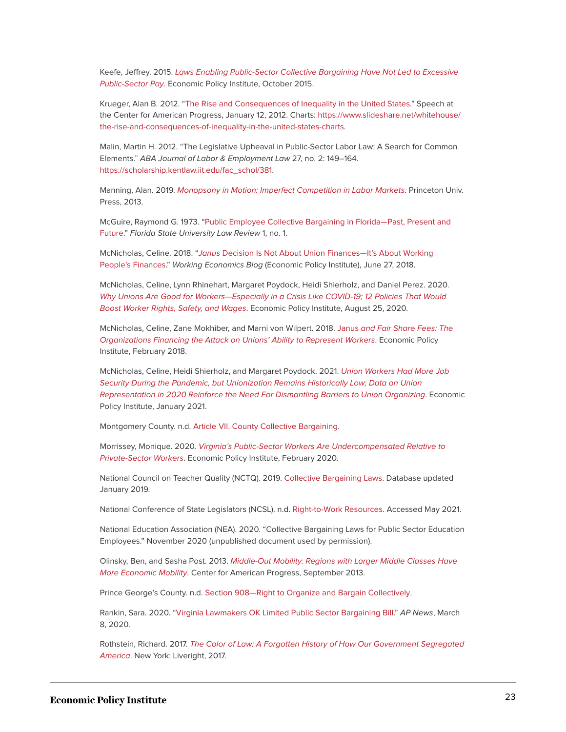Keefe, Jeffrey. 2015. *Laws Enabling Public-Sector Collective Bargaining Have Not Led to Excessive Public-Sector Pay*. Economic Policy Institute, October 2015.

Krueger, Alan B. 2012. "The Rise and Consequences of Inequality in the United States." Speech at the Center for American Progress, January 12, 2012. Charts: https://www.slideshare.net/whitehouse/the-rise-and-consequences-of-inequality-in-the-united-states-charts.

Malin, Martin H. 2012. "The Legislative Upheaval in Public-Sector Labor Law: A Search for Common Elements." *ABA Journal of Labor & Employment Law* 27, no. 2: 149–164. https://scholarship.kentlaw.iit.edu/fac_schol/381.

Manning, Alan. 2019. *Monopsony in Motion: Imperfect Competition in Labor Markets*. Princeton Univ. Press, 2013.

McGuire, Raymond G. 1973. "Public Employee Collective Bargaining in Florida—Past, Present and Future." *Florida State University Law Review* 1, no. 1.

McNicholas, Celine. 2018. "*Janus* Decision Is Not About Union Finances—It's About Working People's Finances." *Working Economics Blog* (Economic Policy Institute), June 27, 2018.

McNicholas, Celine, Lynn Rhinehart, Margaret Poydock, Heidi Shierholz, and Daniel Perez. 2020. *Why Unions Are Good for Workers—Especially in a Crisis Like COVID-19; 12 Policies That Would Boost Worker Rights, Safety, and Wages*. Economic Policy Institute, August 25, 2020.

McNicholas, Celine, Zane Mokhiber, and Marni von Wilpert. 2018. Janus *and Fair Share Fees: The Organizations Financing the Attack on Unions' Ability to Represent Workers*. Economic Policy Institute, February 2018.

McNicholas, Celine, Heidi Shierholz, and Margaret Poydock. 2021. *Union Workers Had More Job Security During the Pandemic, but Unionization Remains Historically Low; Data on Union Representation in 2020 Reinforce the Need For Dismantling Barriers to Union Organizing*. Economic Policy Institute, January 2021.

Montgomery County. n.d. Article VII. County Collective Bargaining.

Morrissey, Monique. 2020. *Virginia's Public-Sector Workers Are Undercompensated Relative to Private-Sector Workers*. Economic Policy Institute, February 2020.

National Council on Teacher Quality (NCTQ). 2019. Collective Bargaining Laws. Database updated January 2019.

National Conference of State Legislators (NCSL). n.d. Right-to-Work Resources. Accessed May 2021.

National Education Association (NEA). 2020. "Collective Bargaining Laws for Public Sector Education Employees." November 2020 (unpublished document used by permission).

Olinsky, Ben, and Sasha Post. 2013. *Middle-Out Mobility: Regions with Larger Middle Classes Have More Economic Mobility*. Center for American Progress, September 2013.

Prince George's County. n.d. Section 908—Right to Organize and Bargain Collectively.

Rankin, Sara. 2020. "Virginia Lawmakers OK Limited Public Sector Bargaining Bill." *AP News*, March 8, 2020.

Rothstein, Richard. 2017. *The Color of Law: A Forgotten History of How Our Government Segregated America*. New York: Liveright, 2017.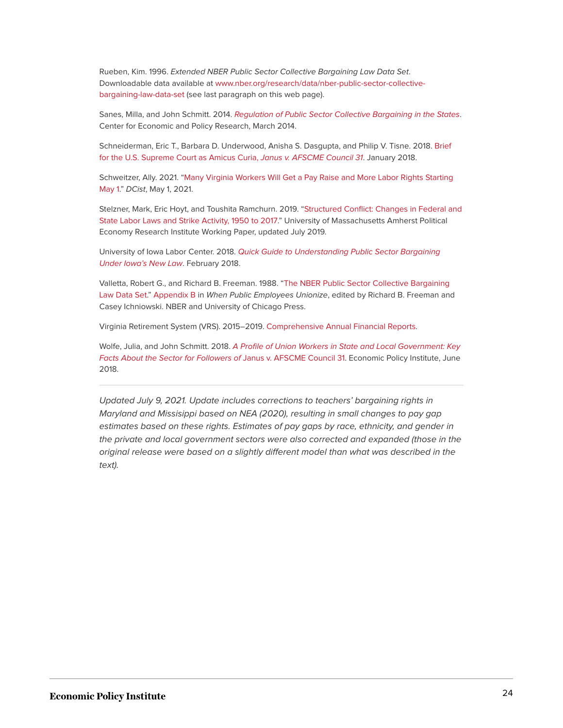Rueben, Kim. 1996. *Extended NBER Public Sector Collective Bargaining Law Data Set*. Downloadable data available at www.nber.org/research/data/nber-public-sector-collective-bargaining-law-data-set (see last paragraph on this web page).

Sanes, Milla, and John Schmitt. 2014. *Regulation of Public Sector Collective Bargaining in the States*. Center for Economic and Policy Research, March 2014.

Schneiderman, Eric T., Barbara D. Underwood, Anisha S. Dasgupta, and Philip V. Tisne. 2018. Brief for the U.S. Supreme Court as Amicus Curia, *Janus v. AFSCME Council 31*. January 2018.

Schweitzer, Ally. 2021. "Many Virginia Workers Will Get a Pay Raise and More Labor Rights Starting May 1." *DCist*, May 1, 2021.

Stelzner, Mark, Eric Hoyt, and Toushita Ramchurn. 2019. "Structured Conflict: Changes in Federal and State Labor Laws and Strike Activity, 1950 to 2017." University of Massachusetts Amherst Political Economy Research Institute Working Paper, updated July 2019.

University of Iowa Labor Center. 2018. *Quick Guide to Understanding Public Sector Bargaining Under Iowa's New Law*. February 2018.

Valletta, Robert G., and Richard B. Freeman. 1988. "The NBER Public Sector Collective Bargaining Law Data Set." Appendix B in *When Public Employees Unionize*, edited by Richard B. Freeman and Casey Ichniowski. NBER and University of Chicago Press.

Virginia Retirement System (VRS). 2015–2019. Comprehensive Annual Financial Reports.

Wolfe, Julia, and John Schmitt. 2018. *A Profile of Union Workers in State and Local Government: Key Facts About the Sector for Followers of* Janus v. AFSCME Council 31. Economic Policy Institute, June 2018.

---

*Updated July 9, 2021. Update includes corrections to teachers' bargaining rights in Maryland and Missisippi based on NEA (2020), resulting in small changes to pay gap estimates based on these rights. Estimates of pay gaps by race, ethnicity, and gender in the private and local government sectors were also corrected and expanded (those in the original release were based on a slightly different model than what was described in the text).*